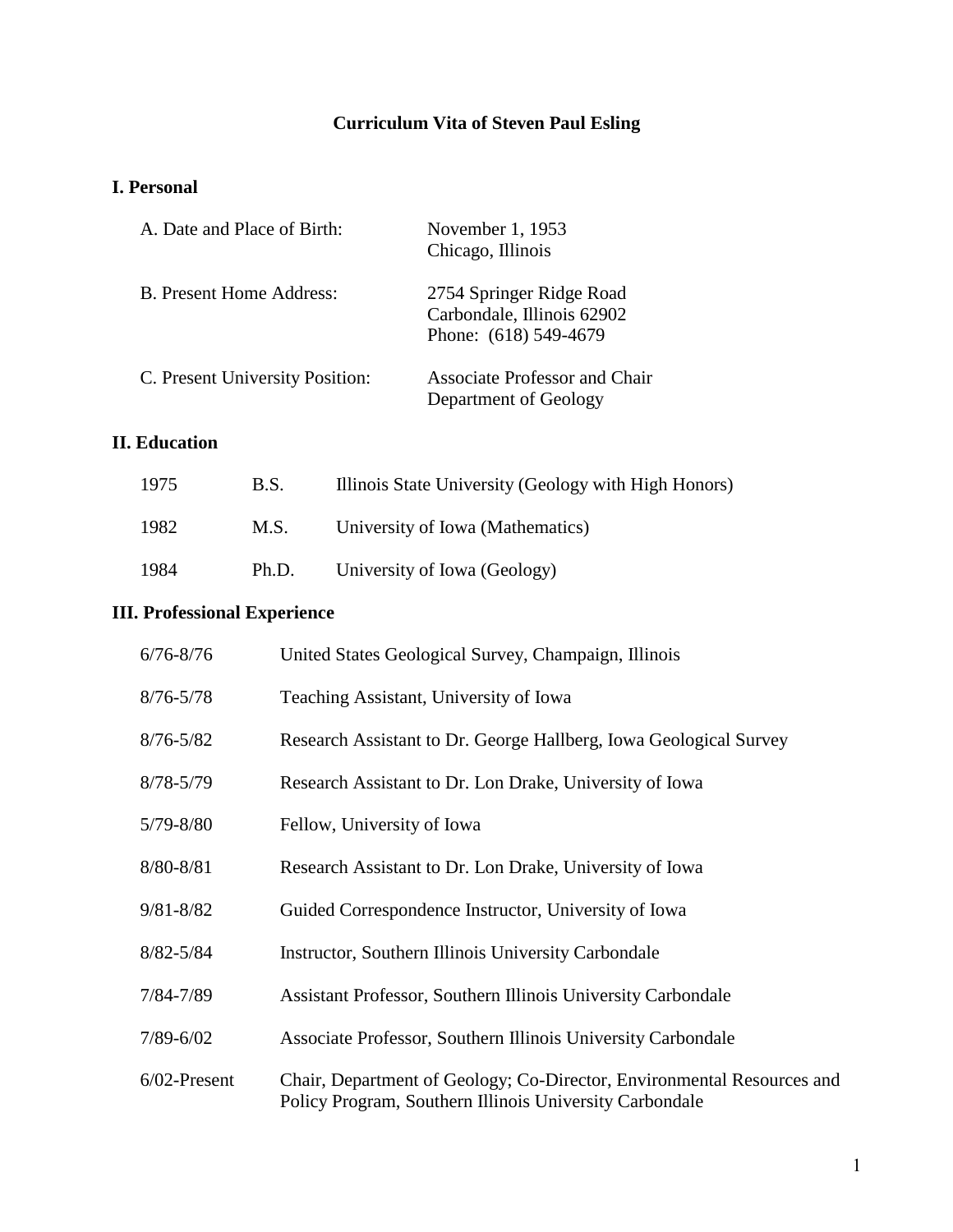# Curriculum Vita of Steven Paul Esling

## I. Personal

| | |
|---|---|
| A. Date and Place of Birth: | November 1, 1953<br>Chicago, Illinois |
| B. Present Home Address: | 2754 Springer Ridge Road<br>Carbondale, Illinois 62902<br>Phone: (618) 549-4679 |
| C. Present University Position: | Associate Professor and Chair<br>Department of Geology |

## II. Education

| | | |
|---|---|---|
| 1975 | B.S. | Illinois State University (Geology with High Honors) |
| 1982 | M.S. | University of Iowa (Mathematics) |
| 1984 | Ph.D. | University of Iowa (Geology) |

## III. Professional Experience

| | |
|---|---|
| 6/76-8/76 | United States Geological Survey, Champaign, Illinois |
| 8/76-5/78 | Teaching Assistant, University of Iowa |
| 8/76-5/82 | Research Assistant to Dr. George Hallberg, Iowa Geological Survey |
| 8/78-5/79 | Research Assistant to Dr. Lon Drake, University of Iowa |
| 5/79-8/80 | Fellow, University of Iowa |
| 8/80-8/81 | Research Assistant to Dr. Lon Drake, University of Iowa |
| 9/81-8/82 | Guided Correspondence Instructor, University of Iowa |
| 8/82-5/84 | Instructor, Southern Illinois University Carbondale |
| 7/84-7/89 | Assistant Professor, Southern Illinois University Carbondale |
| 7/89-6/02 | Associate Professor, Southern Illinois University Carbondale |
| 6/02-Present | Chair, Department of Geology; Co-Director, Environmental Resources and Policy Program, Southern Illinois University Carbondale |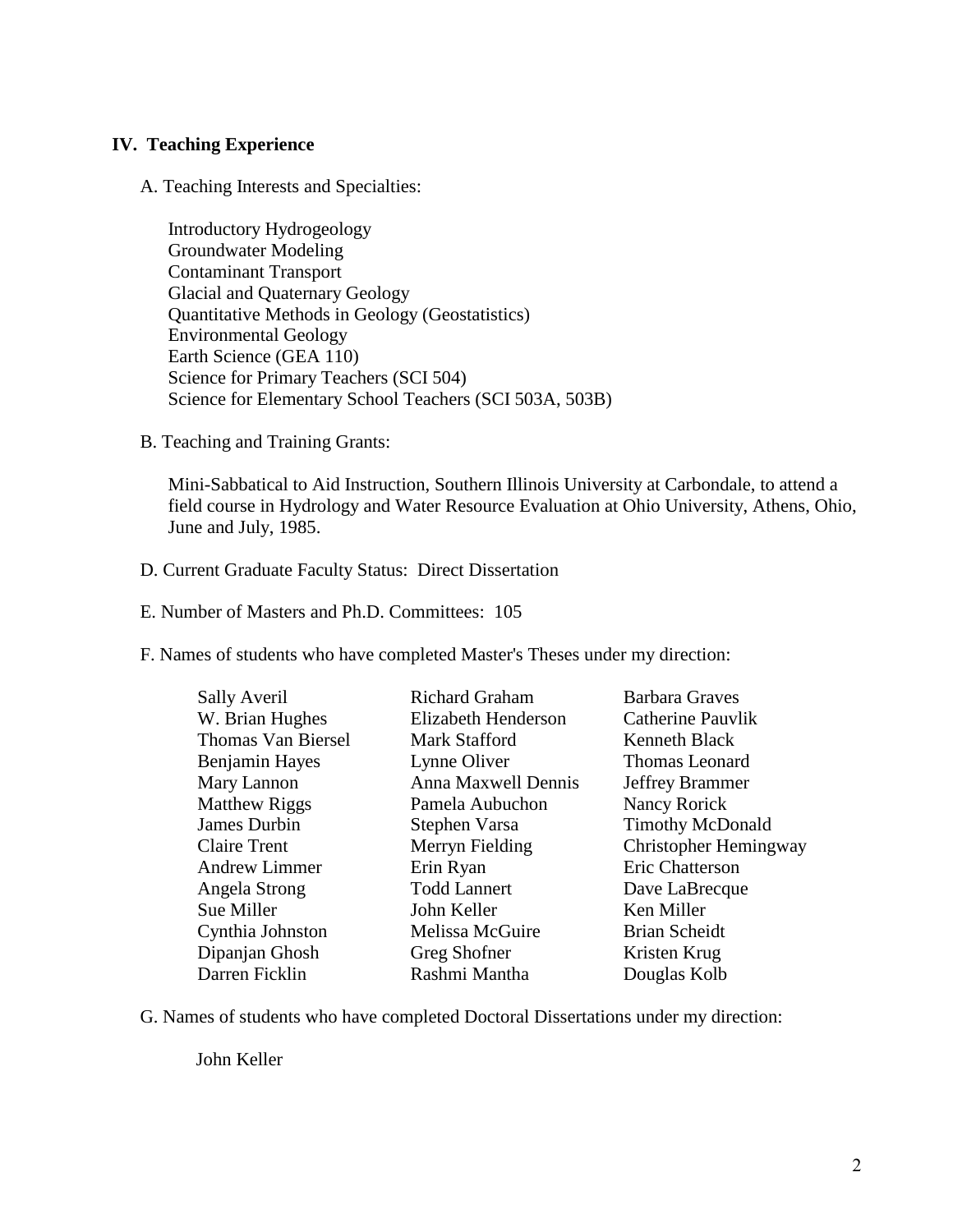## IV. Teaching Experience

A. Teaching Interests and Specialties:

Introductory Hydrogeology
Groundwater Modeling
Contaminant Transport
Glacial and Quaternary Geology
Quantitative Methods in Geology (Geostatistics)
Environmental Geology
Earth Science (GEA 110)
Science for Primary Teachers (SCI 504)
Science for Elementary School Teachers (SCI 503A, 503B)

B. Teaching and Training Grants:

Mini-Sabbatical to Aid Instruction, Southern Illinois University at Carbondale, to attend a field course in Hydrology and Water Resource Evaluation at Ohio University, Athens, Ohio, June and July, 1985.

D. Current Graduate Faculty Status: Direct Dissertation

E. Number of Masters and Ph.D. Committees: 105

F. Names of students who have completed Master's Theses under my direction:

Sally Averil
W. Brian Hughes
Thomas Van Biersel
Benjamin Hayes
Mary Lannon
Matthew Riggs
James Durbin
Claire Trent
Andrew Limmer
Angela Strong
Sue Miller
Cynthia Johnston
Dipanjan Ghosh
Darren Ficklin
Richard Graham
Elizabeth Henderson
Mark Stafford
Lynne Oliver
Anna Maxwell Dennis
Pamela Aubuchon
Stephen Varsa
Merryn Fielding
Erin Ryan
Todd Lannert
John Keller
Melissa McGuire
Greg Shofner
Rashmi Mantha
Barbara Graves
Catherine Pauvlik
Kenneth Black
Thomas Leonard
Jeffrey Brammer
Nancy Rorick
Timothy McDonald
Christopher Hemingway
Eric Chatterson
Dave LaBrecque
Ken Miller
Brian Scheidt
Kristen Krug
Douglas Kolb

G. Names of students who have completed Doctoral Dissertations under my direction:

John Keller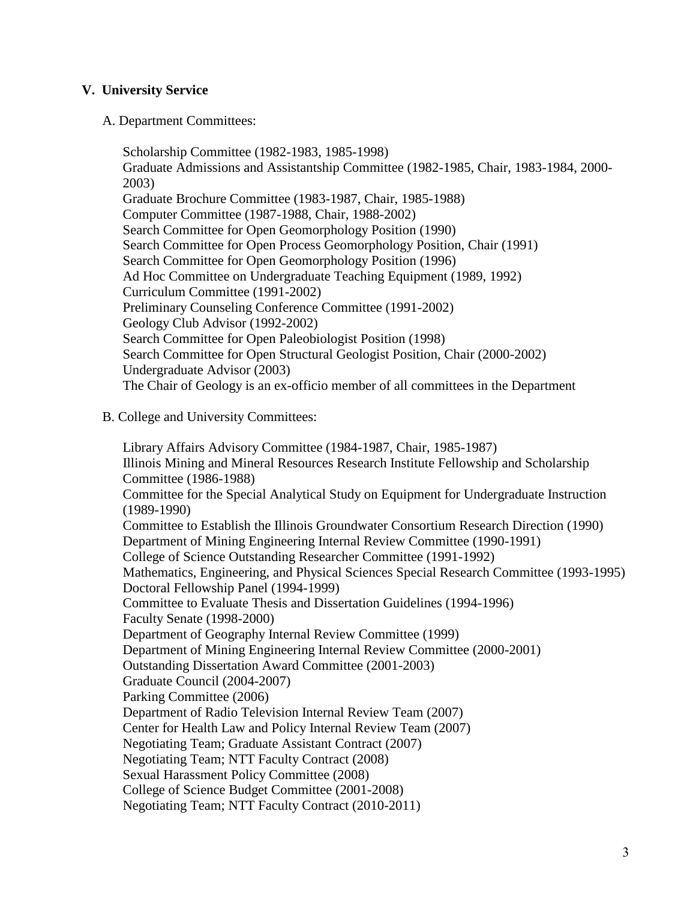## V. University Service

### A. Department Committees:

Scholarship Committee (1982-1983, 1985-1998)
Graduate Admissions and Assistantship Committee (1982-1985, Chair, 1983-1984, 2000-2003)
Graduate Brochure Committee (1983-1987, Chair, 1985-1988)
Computer Committee (1987-1988, Chair, 1988-2002)
Search Committee for Open Geomorphology Position (1990)
Search Committee for Open Process Geomorphology Position, Chair (1991)
Search Committee for Open Geomorphology Position (1996)
Ad Hoc Committee on Undergraduate Teaching Equipment (1989, 1992)
Curriculum Committee (1991-2002)
Preliminary Counseling Conference Committee (1991-2002)
Geology Club Advisor (1992-2002)
Search Committee for Open Paleobiologist Position (1998)
Search Committee for Open Structural Geologist Position, Chair (2000-2002)
Undergraduate Advisor (2003)
The Chair of Geology is an ex-officio member of all committees in the Department

### B. College and University Committees:

Library Affairs Advisory Committee (1984-1987, Chair, 1985-1987)
Illinois Mining and Mineral Resources Research Institute Fellowship and Scholarship Committee (1986-1988)
Committee for the Special Analytical Study on Equipment for Undergraduate Instruction (1989-1990)
Committee to Establish the Illinois Groundwater Consortium Research Direction (1990)
Department of Mining Engineering Internal Review Committee (1990-1991)
College of Science Outstanding Researcher Committee (1991-1992)
Mathematics, Engineering, and Physical Sciences Special Research Committee (1993-1995)
Doctoral Fellowship Panel (1994-1999)
Committee to Evaluate Thesis and Dissertation Guidelines (1994-1996)
Faculty Senate (1998-2000)
Department of Geography Internal Review Committee (1999)
Department of Mining Engineering Internal Review Committee (2000-2001)
Outstanding Dissertation Award Committee (2001-2003)
Graduate Council (2004-2007)
Parking Committee (2006)
Department of Radio Television Internal Review Team (2007)
Center for Health Law and Policy Internal Review Team (2007)
Negotiating Team; Graduate Assistant Contract (2007)
Negotiating Team; NTT Faculty Contract (2008)
Sexual Harassment Policy Committee (2008)
College of Science Budget Committee (2001-2008)
Negotiating Team; NTT Faculty Contract (2010-2011)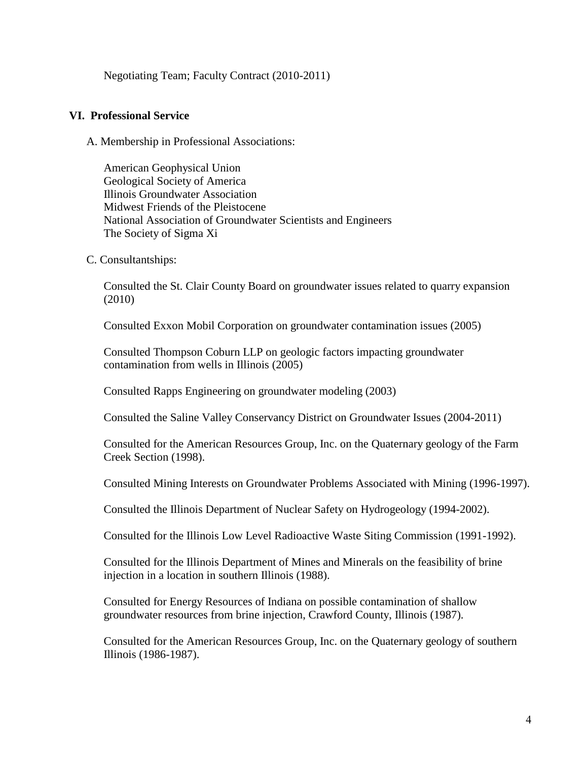Negotiating Team; Faculty Contract (2010-2011)

## VI. Professional Service

A. Membership in Professional Associations:

American Geophysical Union
Geological Society of America
Illinois Groundwater Association
Midwest Friends of the Pleistocene
National Association of Groundwater Scientists and Engineers
The Society of Sigma Xi

C. Consultantships:

Consulted the St. Clair County Board on groundwater issues related to quarry expansion (2010)

Consulted Exxon Mobil Corporation on groundwater contamination issues (2005)

Consulted Thompson Coburn LLP on geologic factors impacting groundwater contamination from wells in Illinois (2005)

Consulted Rapps Engineering on groundwater modeling (2003)

Consulted the Saline Valley Conservancy District on Groundwater Issues (2004-2011)

Consulted for the American Resources Group, Inc. on the Quaternary geology of the Farm Creek Section (1998).

Consulted Mining Interests on Groundwater Problems Associated with Mining (1996-1997).

Consulted the Illinois Department of Nuclear Safety on Hydrogeology (1994-2002).

Consulted for the Illinois Low Level Radioactive Waste Siting Commission (1991-1992).

Consulted for the Illinois Department of Mines and Minerals on the feasibility of brine injection in a location in southern Illinois (1988).

Consulted for Energy Resources of Indiana on possible contamination of shallow groundwater resources from brine injection, Crawford County, Illinois (1987).

Consulted for the American Resources Group, Inc. on the Quaternary geology of southern Illinois (1986-1987).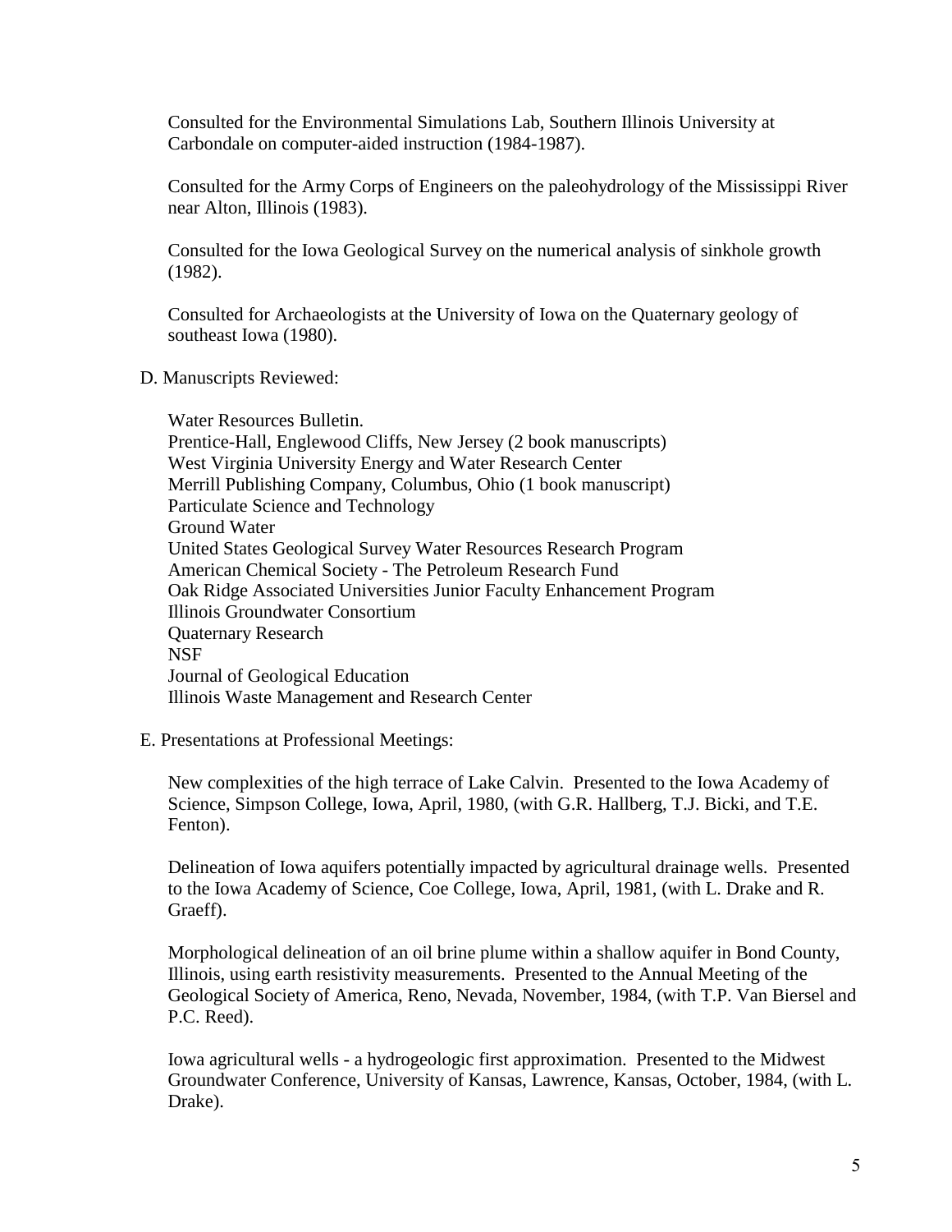Consulted for the Environmental Simulations Lab, Southern Illinois University at Carbondale on computer-aided instruction (1984-1987).

Consulted for the Army Corps of Engineers on the paleohydrology of the Mississippi River near Alton, Illinois (1983).

Consulted for the Iowa Geological Survey on the numerical analysis of sinkhole growth (1982).

Consulted for Archaeologists at the University of Iowa on the Quaternary geology of southeast Iowa (1980).

D. Manuscripts Reviewed:

Water Resources Bulletin.
Prentice-Hall, Englewood Cliffs, New Jersey (2 book manuscripts)
West Virginia University Energy and Water Research Center
Merrill Publishing Company, Columbus, Ohio (1 book manuscript)
Particulate Science and Technology
Ground Water
United States Geological Survey Water Resources Research Program
American Chemical Society - The Petroleum Research Fund
Oak Ridge Associated Universities Junior Faculty Enhancement Program
Illinois Groundwater Consortium
Quaternary Research
NSF
Journal of Geological Education
Illinois Waste Management and Research Center

E. Presentations at Professional Meetings:

New complexities of the high terrace of Lake Calvin. Presented to the Iowa Academy of Science, Simpson College, Iowa, April, 1980, (with G.R. Hallberg, T.J. Bicki, and T.E. Fenton).

Delineation of Iowa aquifers potentially impacted by agricultural drainage wells. Presented to the Iowa Academy of Science, Coe College, Iowa, April, 1981, (with L. Drake and R. Graeff).

Morphological delineation of an oil brine plume within a shallow aquifer in Bond County, Illinois, using earth resistivity measurements. Presented to the Annual Meeting of the Geological Society of America, Reno, Nevada, November, 1984, (with T.P. Van Biersel and P.C. Reed).

Iowa agricultural wells - a hydrogeologic first approximation. Presented to the Midwest Groundwater Conference, University of Kansas, Lawrence, Kansas, October, 1984, (with L. Drake).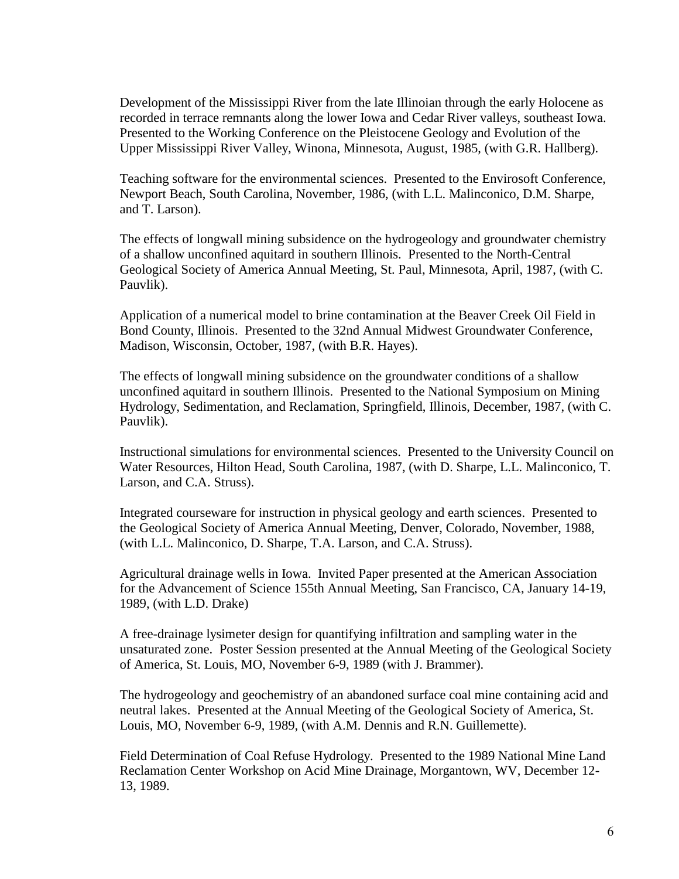Development of the Mississippi River from the late Illinoian through the early Holocene as recorded in terrace remnants along the lower Iowa and Cedar River valleys, southeast Iowa. Presented to the Working Conference on the Pleistocene Geology and Evolution of the Upper Mississippi River Valley, Winona, Minnesota, August, 1985, (with G.R. Hallberg).

Teaching software for the environmental sciences. Presented to the Envirosoft Conference, Newport Beach, South Carolina, November, 1986, (with L.L. Malinconico, D.M. Sharpe, and T. Larson).

The effects of longwall mining subsidence on the hydrogeology and groundwater chemistry of a shallow unconfined aquitard in southern Illinois. Presented to the North-Central Geological Society of America Annual Meeting, St. Paul, Minnesota, April, 1987, (with C. Pauvlik).

Application of a numerical model to brine contamination at the Beaver Creek Oil Field in Bond County, Illinois. Presented to the 32nd Annual Midwest Groundwater Conference, Madison, Wisconsin, October, 1987, (with B.R. Hayes).

The effects of longwall mining subsidence on the groundwater conditions of a shallow unconfined aquitard in southern Illinois. Presented to the National Symposium on Mining Hydrology, Sedimentation, and Reclamation, Springfield, Illinois, December, 1987, (with C. Pauvlik).

Instructional simulations for environmental sciences. Presented to the University Council on Water Resources, Hilton Head, South Carolina, 1987, (with D. Sharpe, L.L. Malinconico, T. Larson, and C.A. Struss).

Integrated courseware for instruction in physical geology and earth sciences. Presented to the Geological Society of America Annual Meeting, Denver, Colorado, November, 1988, (with L.L. Malinconico, D. Sharpe, T.A. Larson, and C.A. Struss).

Agricultural drainage wells in Iowa. Invited Paper presented at the American Association for the Advancement of Science 155th Annual Meeting, San Francisco, CA, January 14-19, 1989, (with L.D. Drake)

A free-drainage lysimeter design for quantifying infiltration and sampling water in the unsaturated zone. Poster Session presented at the Annual Meeting of the Geological Society of America, St. Louis, MO, November 6-9, 1989 (with J. Brammer).

The hydrogeology and geochemistry of an abandoned surface coal mine containing acid and neutral lakes. Presented at the Annual Meeting of the Geological Society of America, St. Louis, MO, November 6-9, 1989, (with A.M. Dennis and R.N. Guillemette).

Field Determination of Coal Refuse Hydrology. Presented to the 1989 National Mine Land Reclamation Center Workshop on Acid Mine Drainage, Morgantown, WV, December 12-13, 1989.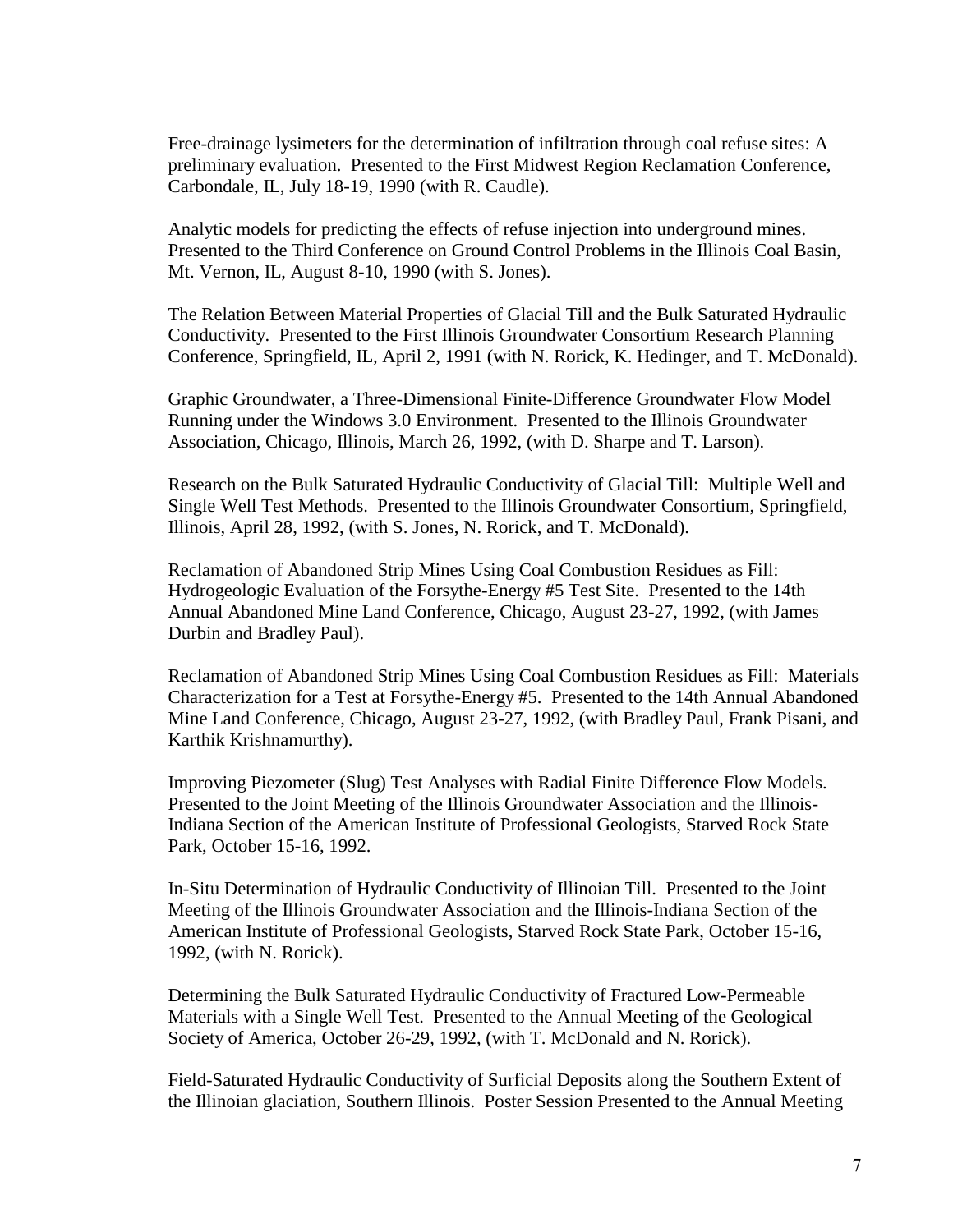Free-drainage lysimeters for the determination of infiltration through coal refuse sites: A preliminary evaluation. Presented to the First Midwest Region Reclamation Conference, Carbondale, IL, July 18-19, 1990 (with R. Caudle).

Analytic models for predicting the effects of refuse injection into underground mines. Presented to the Third Conference on Ground Control Problems in the Illinois Coal Basin, Mt. Vernon, IL, August 8-10, 1990 (with S. Jones).

The Relation Between Material Properties of Glacial Till and the Bulk Saturated Hydraulic Conductivity. Presented to the First Illinois Groundwater Consortium Research Planning Conference, Springfield, IL, April 2, 1991 (with N. Rorick, K. Hedinger, and T. McDonald).

Graphic Groundwater, a Three-Dimensional Finite-Difference Groundwater Flow Model Running under the Windows 3.0 Environment. Presented to the Illinois Groundwater Association, Chicago, Illinois, March 26, 1992, (with D. Sharpe and T. Larson).

Research on the Bulk Saturated Hydraulic Conductivity of Glacial Till: Multiple Well and Single Well Test Methods. Presented to the Illinois Groundwater Consortium, Springfield, Illinois, April 28, 1992, (with S. Jones, N. Rorick, and T. McDonald).

Reclamation of Abandoned Strip Mines Using Coal Combustion Residues as Fill: Hydrogeologic Evaluation of the Forsythe-Energy #5 Test Site. Presented to the 14th Annual Abandoned Mine Land Conference, Chicago, August 23-27, 1992, (with James Durbin and Bradley Paul).

Reclamation of Abandoned Strip Mines Using Coal Combustion Residues as Fill: Materials Characterization for a Test at Forsythe-Energy #5. Presented to the 14th Annual Abandoned Mine Land Conference, Chicago, August 23-27, 1992, (with Bradley Paul, Frank Pisani, and Karthik Krishnamurthy).

Improving Piezometer (Slug) Test Analyses with Radial Finite Difference Flow Models. Presented to the Joint Meeting of the Illinois Groundwater Association and the Illinois-Indiana Section of the American Institute of Professional Geologists, Starved Rock State Park, October 15-16, 1992.

In-Situ Determination of Hydraulic Conductivity of Illinoian Till. Presented to the Joint Meeting of the Illinois Groundwater Association and the Illinois-Indiana Section of the American Institute of Professional Geologists, Starved Rock State Park, October 15-16, 1992, (with N. Rorick).

Determining the Bulk Saturated Hydraulic Conductivity of Fractured Low-Permeable Materials with a Single Well Test. Presented to the Annual Meeting of the Geological Society of America, October 26-29, 1992, (with T. McDonald and N. Rorick).

Field-Saturated Hydraulic Conductivity of Surficial Deposits along the Southern Extent of the Illinoian glaciation, Southern Illinois. Poster Session Presented to the Annual Meeting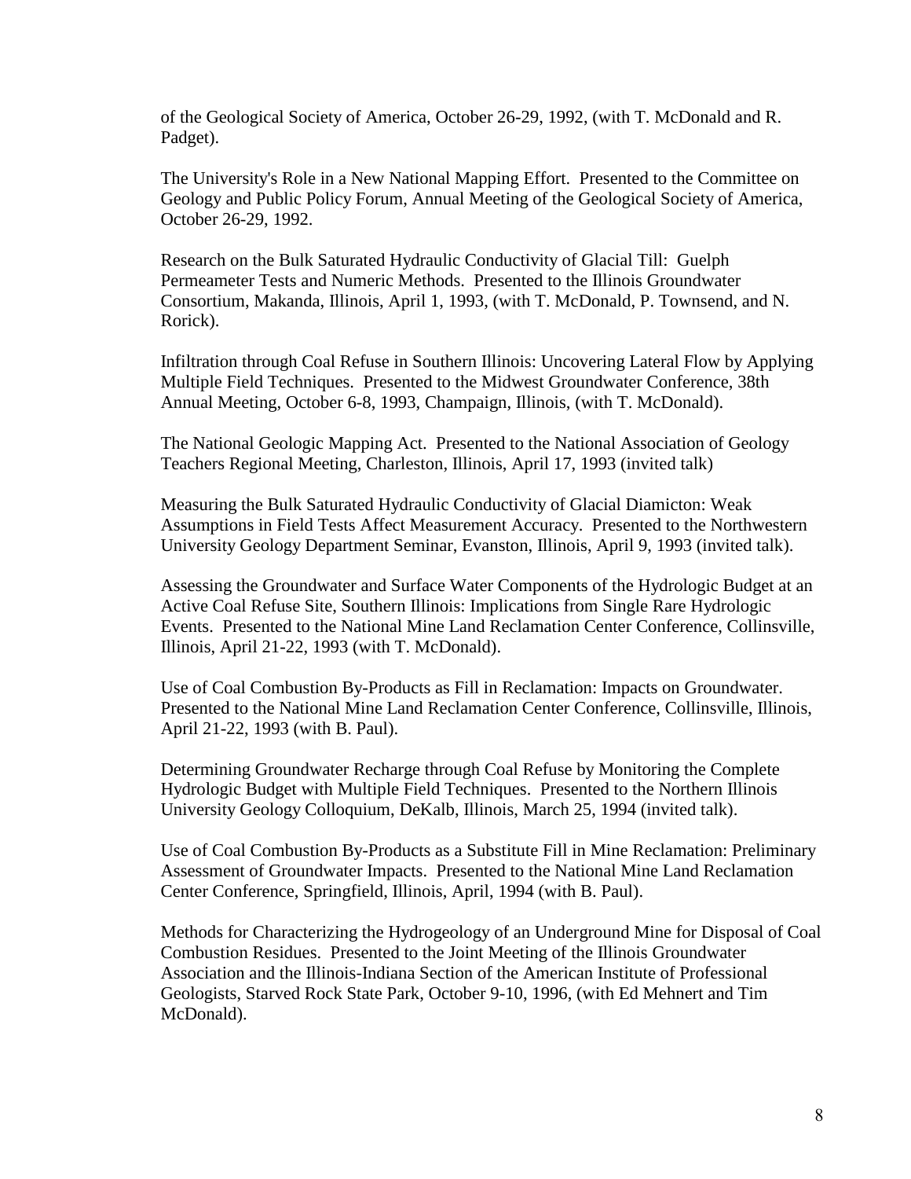of the Geological Society of America, October 26-29, 1992, (with T. McDonald and R. Padget).

The University's Role in a New National Mapping Effort. Presented to the Committee on Geology and Public Policy Forum, Annual Meeting of the Geological Society of America, October 26-29, 1992.

Research on the Bulk Saturated Hydraulic Conductivity of Glacial Till: Guelph Permeameter Tests and Numeric Methods. Presented to the Illinois Groundwater Consortium, Makanda, Illinois, April 1, 1993, (with T. McDonald, P. Townsend, and N. Rorick).

Infiltration through Coal Refuse in Southern Illinois: Uncovering Lateral Flow by Applying Multiple Field Techniques. Presented to the Midwest Groundwater Conference, 38th Annual Meeting, October 6-8, 1993, Champaign, Illinois, (with T. McDonald).

The National Geologic Mapping Act. Presented to the National Association of Geology Teachers Regional Meeting, Charleston, Illinois, April 17, 1993 (invited talk)

Measuring the Bulk Saturated Hydraulic Conductivity of Glacial Diamicton: Weak Assumptions in Field Tests Affect Measurement Accuracy. Presented to the Northwestern University Geology Department Seminar, Evanston, Illinois, April 9, 1993 (invited talk).

Assessing the Groundwater and Surface Water Components of the Hydrologic Budget at an Active Coal Refuse Site, Southern Illinois: Implications from Single Rare Hydrologic Events. Presented to the National Mine Land Reclamation Center Conference, Collinsville, Illinois, April 21-22, 1993 (with T. McDonald).

Use of Coal Combustion By-Products as Fill in Reclamation: Impacts on Groundwater. Presented to the National Mine Land Reclamation Center Conference, Collinsville, Illinois, April 21-22, 1993 (with B. Paul).

Determining Groundwater Recharge through Coal Refuse by Monitoring the Complete Hydrologic Budget with Multiple Field Techniques. Presented to the Northern Illinois University Geology Colloquium, DeKalb, Illinois, March 25, 1994 (invited talk).

Use of Coal Combustion By-Products as a Substitute Fill in Mine Reclamation: Preliminary Assessment of Groundwater Impacts. Presented to the National Mine Land Reclamation Center Conference, Springfield, Illinois, April, 1994 (with B. Paul).

Methods for Characterizing the Hydrogeology of an Underground Mine for Disposal of Coal Combustion Residues. Presented to the Joint Meeting of the Illinois Groundwater Association and the Illinois-Indiana Section of the American Institute of Professional Geologists, Starved Rock State Park, October 9-10, 1996, (with Ed Mehnert and Tim McDonald).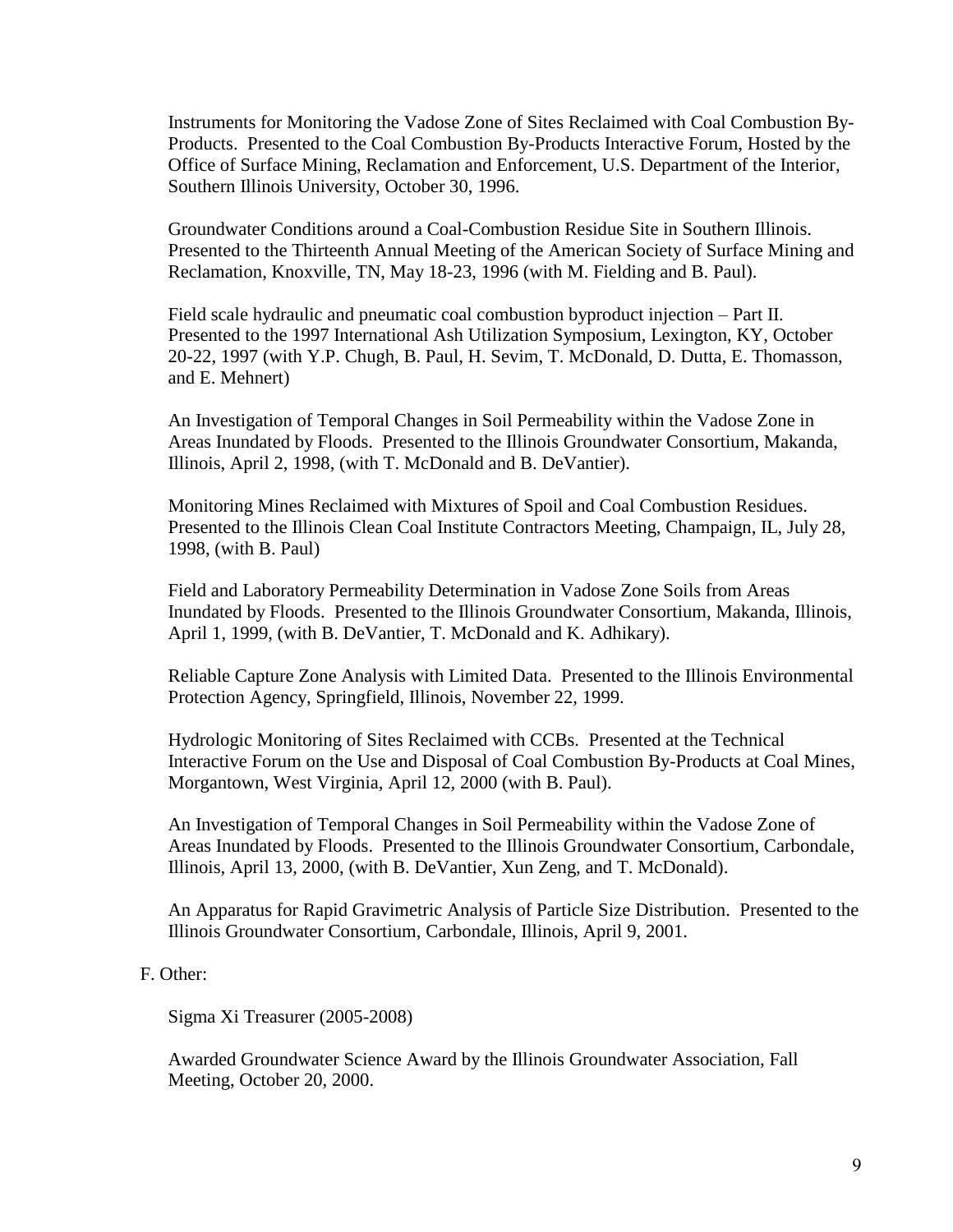Instruments for Monitoring the Vadose Zone of Sites Reclaimed with Coal Combustion By-Products. Presented to the Coal Combustion By-Products Interactive Forum, Hosted by the Office of Surface Mining, Reclamation and Enforcement, U.S. Department of the Interior, Southern Illinois University, October 30, 1996.

Groundwater Conditions around a Coal-Combustion Residue Site in Southern Illinois. Presented to the Thirteenth Annual Meeting of the American Society of Surface Mining and Reclamation, Knoxville, TN, May 18-23, 1996 (with M. Fielding and B. Paul).

Field scale hydraulic and pneumatic coal combustion byproduct injection – Part II. Presented to the 1997 International Ash Utilization Symposium, Lexington, KY, October 20-22, 1997 (with Y.P. Chugh, B. Paul, H. Sevim, T. McDonald, D. Dutta, E. Thomasson, and E. Mehnert)

An Investigation of Temporal Changes in Soil Permeability within the Vadose Zone in Areas Inundated by Floods. Presented to the Illinois Groundwater Consortium, Makanda, Illinois, April 2, 1998, (with T. McDonald and B. DeVantier).

Monitoring Mines Reclaimed with Mixtures of Spoil and Coal Combustion Residues. Presented to the Illinois Clean Coal Institute Contractors Meeting, Champaign, IL, July 28, 1998, (with B. Paul)

Field and Laboratory Permeability Determination in Vadose Zone Soils from Areas Inundated by Floods. Presented to the Illinois Groundwater Consortium, Makanda, Illinois, April 1, 1999, (with B. DeVantier, T. McDonald and K. Adhikary).

Reliable Capture Zone Analysis with Limited Data. Presented to the Illinois Environmental Protection Agency, Springfield, Illinois, November 22, 1999.

Hydrologic Monitoring of Sites Reclaimed with CCBs. Presented at the Technical Interactive Forum on the Use and Disposal of Coal Combustion By-Products at Coal Mines, Morgantown, West Virginia, April 12, 2000 (with B. Paul).

An Investigation of Temporal Changes in Soil Permeability within the Vadose Zone of Areas Inundated by Floods. Presented to the Illinois Groundwater Consortium, Carbondale, Illinois, April 13, 2000, (with B. DeVantier, Xun Zeng, and T. McDonald).

An Apparatus for Rapid Gravimetric Analysis of Particle Size Distribution. Presented to the Illinois Groundwater Consortium, Carbondale, Illinois, April 9, 2001.

F. Other:

Sigma Xi Treasurer (2005-2008)

Awarded Groundwater Science Award by the Illinois Groundwater Association, Fall Meeting, October 20, 2000.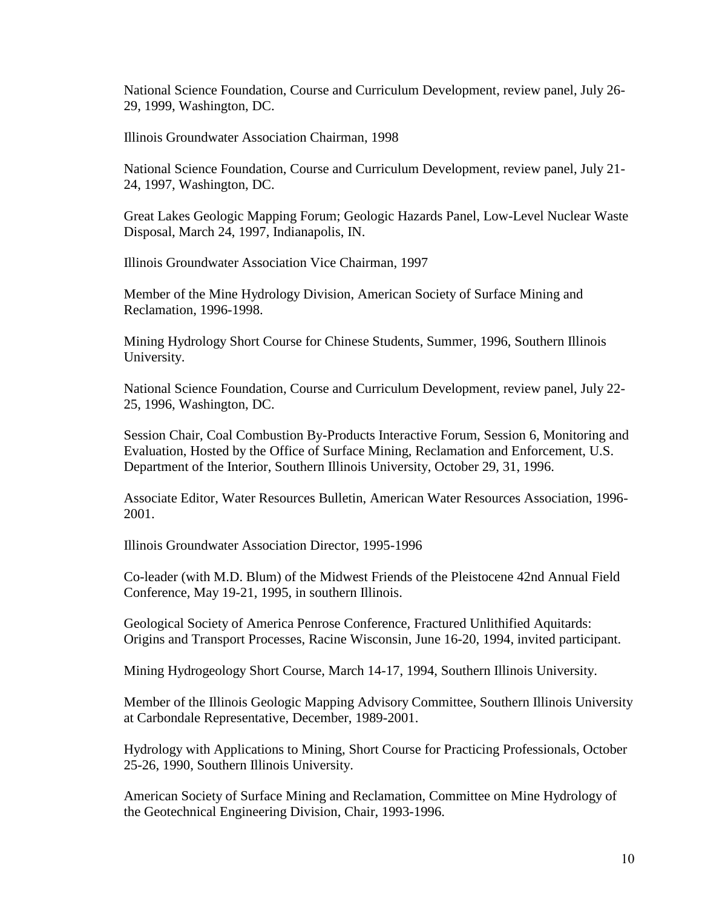National Science Foundation, Course and Curriculum Development, review panel, July 26-29, 1999, Washington, DC.

Illinois Groundwater Association Chairman, 1998

National Science Foundation, Course and Curriculum Development, review panel, July 21-24, 1997, Washington, DC.

Great Lakes Geologic Mapping Forum; Geologic Hazards Panel, Low-Level Nuclear Waste Disposal, March 24, 1997, Indianapolis, IN.

Illinois Groundwater Association Vice Chairman, 1997

Member of the Mine Hydrology Division, American Society of Surface Mining and Reclamation, 1996-1998.

Mining Hydrology Short Course for Chinese Students, Summer, 1996, Southern Illinois University.

National Science Foundation, Course and Curriculum Development, review panel, July 22-25, 1996, Washington, DC.

Session Chair, Coal Combustion By-Products Interactive Forum, Session 6, Monitoring and Evaluation, Hosted by the Office of Surface Mining, Reclamation and Enforcement, U.S. Department of the Interior, Southern Illinois University, October 29, 31, 1996.

Associate Editor, Water Resources Bulletin, American Water Resources Association, 1996-2001.

Illinois Groundwater Association Director, 1995-1996

Co-leader (with M.D. Blum) of the Midwest Friends of the Pleistocene 42nd Annual Field Conference, May 19-21, 1995, in southern Illinois.

Geological Society of America Penrose Conference, Fractured Unlithified Aquitards: Origins and Transport Processes, Racine Wisconsin, June 16-20, 1994, invited participant.

Mining Hydrogeology Short Course, March 14-17, 1994, Southern Illinois University.

Member of the Illinois Geologic Mapping Advisory Committee, Southern Illinois University at Carbondale Representative, December, 1989-2001.

Hydrology with Applications to Mining, Short Course for Practicing Professionals, October 25-26, 1990, Southern Illinois University.

American Society of Surface Mining and Reclamation, Committee on Mine Hydrology of the Geotechnical Engineering Division, Chair, 1993-1996.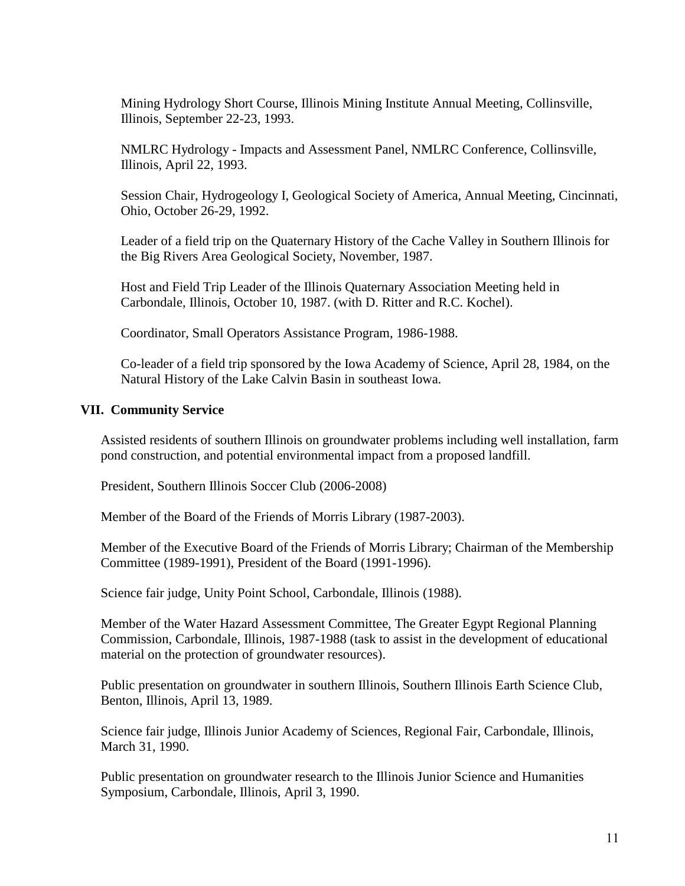Mining Hydrology Short Course, Illinois Mining Institute Annual Meeting, Collinsville, Illinois, September 22-23, 1993.

NMLRC Hydrology - Impacts and Assessment Panel, NMLRC Conference, Collinsville, Illinois, April 22, 1993.

Session Chair, Hydrogeology I, Geological Society of America, Annual Meeting, Cincinnati, Ohio, October 26-29, 1992.

Leader of a field trip on the Quaternary History of the Cache Valley in Southern Illinois for the Big Rivers Area Geological Society, November, 1987.

Host and Field Trip Leader of the Illinois Quaternary Association Meeting held in Carbondale, Illinois, October 10, 1987. (with D. Ritter and R.C. Kochel).

Coordinator, Small Operators Assistance Program, 1986-1988.

Co-leader of a field trip sponsored by the Iowa Academy of Science, April 28, 1984, on the Natural History of the Lake Calvin Basin in southeast Iowa.

## VII. Community Service

Assisted residents of southern Illinois on groundwater problems including well installation, farm pond construction, and potential environmental impact from a proposed landfill.

President, Southern Illinois Soccer Club (2006-2008)

Member of the Board of the Friends of Morris Library (1987-2003).

Member of the Executive Board of the Friends of Morris Library; Chairman of the Membership Committee (1989-1991), President of the Board (1991-1996).

Science fair judge, Unity Point School, Carbondale, Illinois (1988).

Member of the Water Hazard Assessment Committee, The Greater Egypt Regional Planning Commission, Carbondale, Illinois, 1987-1988 (task to assist in the development of educational material on the protection of groundwater resources).

Public presentation on groundwater in southern Illinois, Southern Illinois Earth Science Club, Benton, Illinois, April 13, 1989.

Science fair judge, Illinois Junior Academy of Sciences, Regional Fair, Carbondale, Illinois, March 31, 1990.

Public presentation on groundwater research to the Illinois Junior Science and Humanities Symposium, Carbondale, Illinois, April 3, 1990.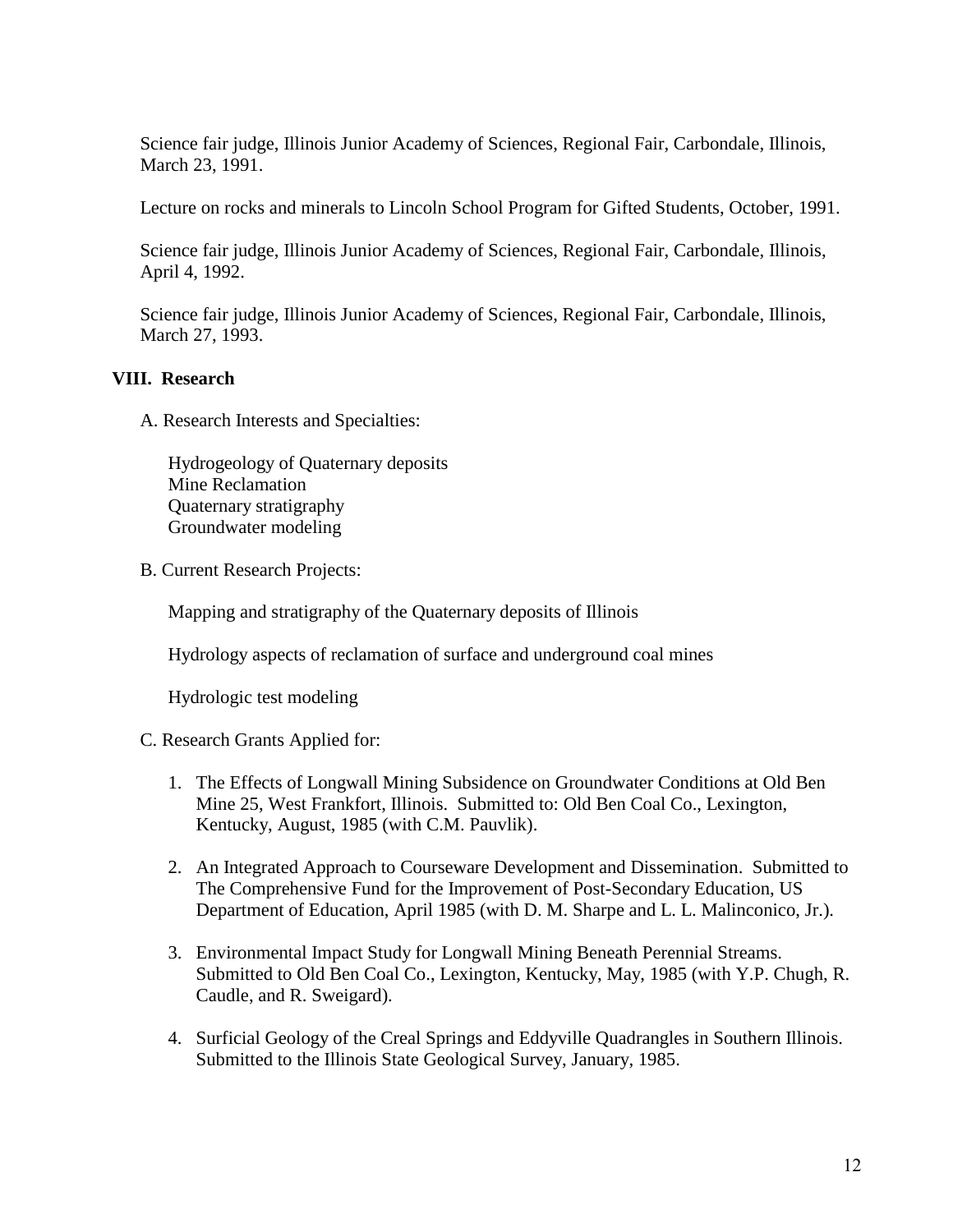Science fair judge, Illinois Junior Academy of Sciences, Regional Fair, Carbondale, Illinois, March 23, 1991.

Lecture on rocks and minerals to Lincoln School Program for Gifted Students, October, 1991.

Science fair judge, Illinois Junior Academy of Sciences, Regional Fair, Carbondale, Illinois, April 4, 1992.

Science fair judge, Illinois Junior Academy of Sciences, Regional Fair, Carbondale, Illinois, March 27, 1993.

## VIII. Research

A. Research Interests and Specialties:

Hydrogeology of Quaternary deposits
Mine Reclamation
Quaternary stratigraphy
Groundwater modeling

B. Current Research Projects:

Mapping and stratigraphy of the Quaternary deposits of Illinois

Hydrology aspects of reclamation of surface and underground coal mines

Hydrologic test modeling

C. Research Grants Applied for:

1. The Effects of Longwall Mining Subsidence on Groundwater Conditions at Old Ben Mine 25, West Frankfort, Illinois. Submitted to: Old Ben Coal Co., Lexington, Kentucky, August, 1985 (with C.M. Pauvlik).

2. An Integrated Approach to Courseware Development and Dissemination. Submitted to The Comprehensive Fund for the Improvement of Post-Secondary Education, US Department of Education, April 1985 (with D. M. Sharpe and L. L. Malinconico, Jr.).

3. Environmental Impact Study for Longwall Mining Beneath Perennial Streams. Submitted to Old Ben Coal Co., Lexington, Kentucky, May, 1985 (with Y.P. Chugh, R. Caudle, and R. Sweigard).

4. Surficial Geology of the Creal Springs and Eddyville Quadrangles in Southern Illinois. Submitted to the Illinois State Geological Survey, January, 1985.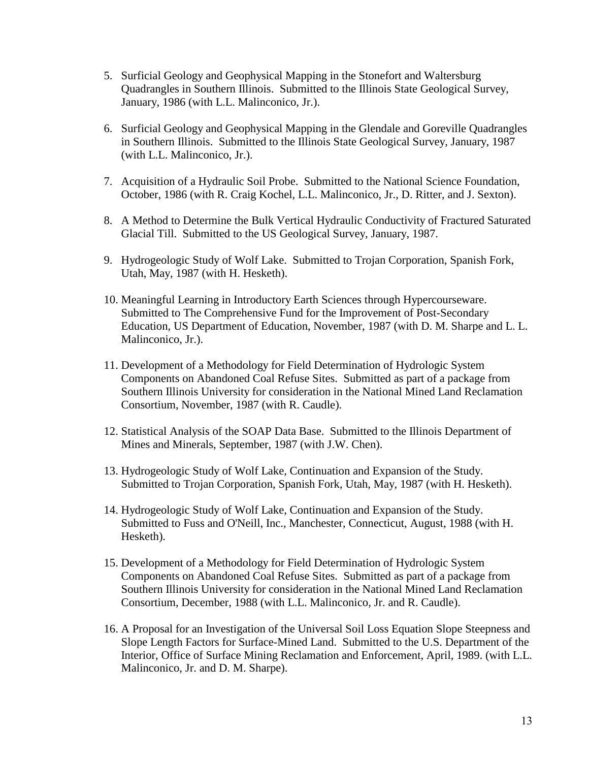5. Surficial Geology and Geophysical Mapping in the Stonefort and Waltersburg Quadrangles in Southern Illinois. Submitted to the Illinois State Geological Survey, January, 1986 (with L.L. Malinconico, Jr.).

6. Surficial Geology and Geophysical Mapping in the Glendale and Goreville Quadrangles in Southern Illinois. Submitted to the Illinois State Geological Survey, January, 1987 (with L.L. Malinconico, Jr.).

7. Acquisition of a Hydraulic Soil Probe. Submitted to the National Science Foundation, October, 1986 (with R. Craig Kochel, L.L. Malinconico, Jr., D. Ritter, and J. Sexton).

8. A Method to Determine the Bulk Vertical Hydraulic Conductivity of Fractured Saturated Glacial Till. Submitted to the US Geological Survey, January, 1987.

9. Hydrogeologic Study of Wolf Lake. Submitted to Trojan Corporation, Spanish Fork, Utah, May, 1987 (with H. Hesketh).

10. Meaningful Learning in Introductory Earth Sciences through Hypercourseware. Submitted to The Comprehensive Fund for the Improvement of Post-Secondary Education, US Department of Education, November, 1987 (with D. M. Sharpe and L. L. Malinconico, Jr.).

11. Development of a Methodology for Field Determination of Hydrologic System Components on Abandoned Coal Refuse Sites. Submitted as part of a package from Southern Illinois University for consideration in the National Mined Land Reclamation Consortium, November, 1987 (with R. Caudle).

12. Statistical Analysis of the SOAP Data Base. Submitted to the Illinois Department of Mines and Minerals, September, 1987 (with J.W. Chen).

13. Hydrogeologic Study of Wolf Lake, Continuation and Expansion of the Study. Submitted to Trojan Corporation, Spanish Fork, Utah, May, 1987 (with H. Hesketh).

14. Hydrogeologic Study of Wolf Lake, Continuation and Expansion of the Study. Submitted to Fuss and O'Neill, Inc., Manchester, Connecticut, August, 1988 (with H. Hesketh).

15. Development of a Methodology for Field Determination of Hydrologic System Components on Abandoned Coal Refuse Sites. Submitted as part of a package from Southern Illinois University for consideration in the National Mined Land Reclamation Consortium, December, 1988 (with L.L. Malinconico, Jr. and R. Caudle).

16. A Proposal for an Investigation of the Universal Soil Loss Equation Slope Steepness and Slope Length Factors for Surface-Mined Land. Submitted to the U.S. Department of the Interior, Office of Surface Mining Reclamation and Enforcement, April, 1989. (with L.L. Malinconico, Jr. and D. M. Sharpe).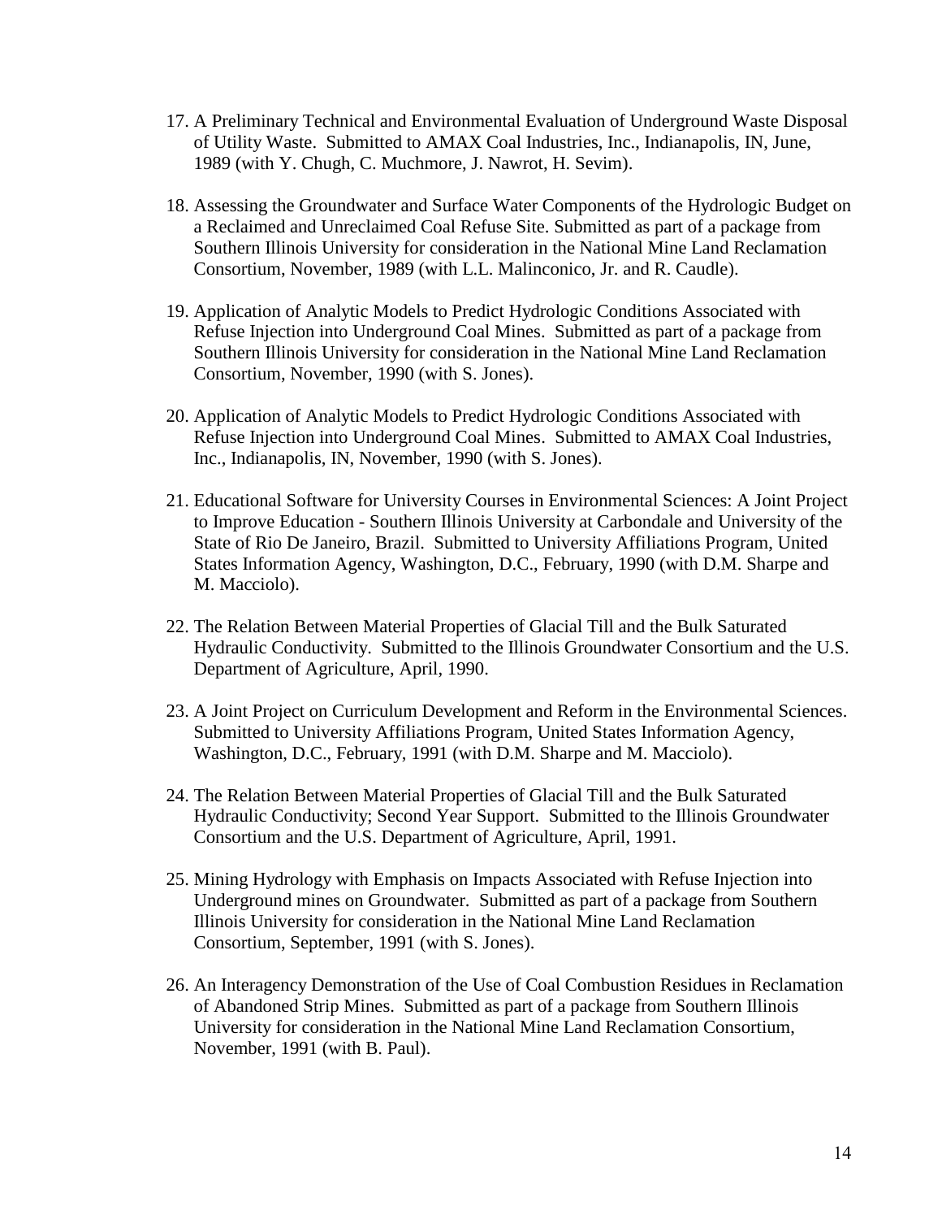17. A Preliminary Technical and Environmental Evaluation of Underground Waste Disposal of Utility Waste. Submitted to AMAX Coal Industries, Inc., Indianapolis, IN, June, 1989 (with Y. Chugh, C. Muchmore, J. Nawrot, H. Sevim).

18. Assessing the Groundwater and Surface Water Components of the Hydrologic Budget on a Reclaimed and Unreclaimed Coal Refuse Site. Submitted as part of a package from Southern Illinois University for consideration in the National Mine Land Reclamation Consortium, November, 1989 (with L.L. Malinconico, Jr. and R. Caudle).

19. Application of Analytic Models to Predict Hydrologic Conditions Associated with Refuse Injection into Underground Coal Mines. Submitted as part of a package from Southern Illinois University for consideration in the National Mine Land Reclamation Consortium, November, 1990 (with S. Jones).

20. Application of Analytic Models to Predict Hydrologic Conditions Associated with Refuse Injection into Underground Coal Mines. Submitted to AMAX Coal Industries, Inc., Indianapolis, IN, November, 1990 (with S. Jones).

21. Educational Software for University Courses in Environmental Sciences: A Joint Project to Improve Education - Southern Illinois University at Carbondale and University of the State of Rio De Janeiro, Brazil. Submitted to University Affiliations Program, United States Information Agency, Washington, D.C., February, 1990 (with D.M. Sharpe and M. Macciolo).

22. The Relation Between Material Properties of Glacial Till and the Bulk Saturated Hydraulic Conductivity. Submitted to the Illinois Groundwater Consortium and the U.S. Department of Agriculture, April, 1990.

23. A Joint Project on Curriculum Development and Reform in the Environmental Sciences. Submitted to University Affiliations Program, United States Information Agency, Washington, D.C., February, 1991 (with D.M. Sharpe and M. Macciolo).

24. The Relation Between Material Properties of Glacial Till and the Bulk Saturated Hydraulic Conductivity; Second Year Support. Submitted to the Illinois Groundwater Consortium and the U.S. Department of Agriculture, April, 1991.

25. Mining Hydrology with Emphasis on Impacts Associated with Refuse Injection into Underground mines on Groundwater. Submitted as part of a package from Southern Illinois University for consideration in the National Mine Land Reclamation Consortium, September, 1991 (with S. Jones).

26. An Interagency Demonstration of the Use of Coal Combustion Residues in Reclamation of Abandoned Strip Mines. Submitted as part of a package from Southern Illinois University for consideration in the National Mine Land Reclamation Consortium, November, 1991 (with B. Paul).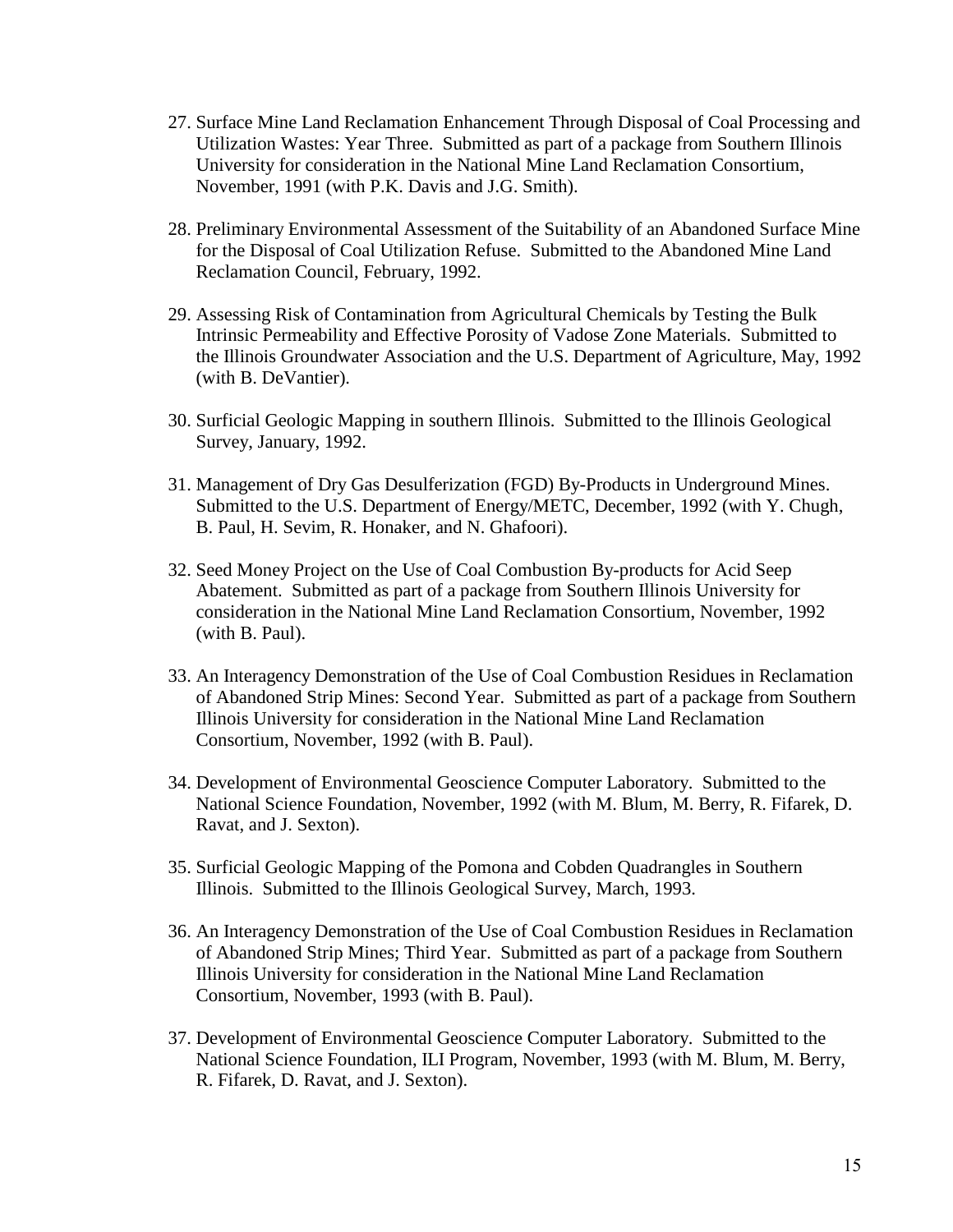27. Surface Mine Land Reclamation Enhancement Through Disposal of Coal Processing and Utilization Wastes: Year Three. Submitted as part of a package from Southern Illinois University for consideration in the National Mine Land Reclamation Consortium, November, 1991 (with P.K. Davis and J.G. Smith).

28. Preliminary Environmental Assessment of the Suitability of an Abandoned Surface Mine for the Disposal of Coal Utilization Refuse. Submitted to the Abandoned Mine Land Reclamation Council, February, 1992.

29. Assessing Risk of Contamination from Agricultural Chemicals by Testing the Bulk Intrinsic Permeability and Effective Porosity of Vadose Zone Materials. Submitted to the Illinois Groundwater Association and the U.S. Department of Agriculture, May, 1992 (with B. DeVantier).

30. Surficial Geologic Mapping in southern Illinois. Submitted to the Illinois Geological Survey, January, 1992.

31. Management of Dry Gas Desulferization (FGD) By-Products in Underground Mines. Submitted to the U.S. Department of Energy/METC, December, 1992 (with Y. Chugh, B. Paul, H. Sevim, R. Honaker, and N. Ghafoori).

32. Seed Money Project on the Use of Coal Combustion By-products for Acid Seep Abatement. Submitted as part of a package from Southern Illinois University for consideration in the National Mine Land Reclamation Consortium, November, 1992 (with B. Paul).

33. An Interagency Demonstration of the Use of Coal Combustion Residues in Reclamation of Abandoned Strip Mines: Second Year. Submitted as part of a package from Southern Illinois University for consideration in the National Mine Land Reclamation Consortium, November, 1992 (with B. Paul).

34. Development of Environmental Geoscience Computer Laboratory. Submitted to the National Science Foundation, November, 1992 (with M. Blum, M. Berry, R. Fifarek, D. Ravat, and J. Sexton).

35. Surficial Geologic Mapping of the Pomona and Cobden Quadrangles in Southern Illinois. Submitted to the Illinois Geological Survey, March, 1993.

36. An Interagency Demonstration of the Use of Coal Combustion Residues in Reclamation of Abandoned Strip Mines; Third Year. Submitted as part of a package from Southern Illinois University for consideration in the National Mine Land Reclamation Consortium, November, 1993 (with B. Paul).

37. Development of Environmental Geoscience Computer Laboratory. Submitted to the National Science Foundation, ILI Program, November, 1993 (with M. Blum, M. Berry, R. Fifarek, D. Ravat, and J. Sexton).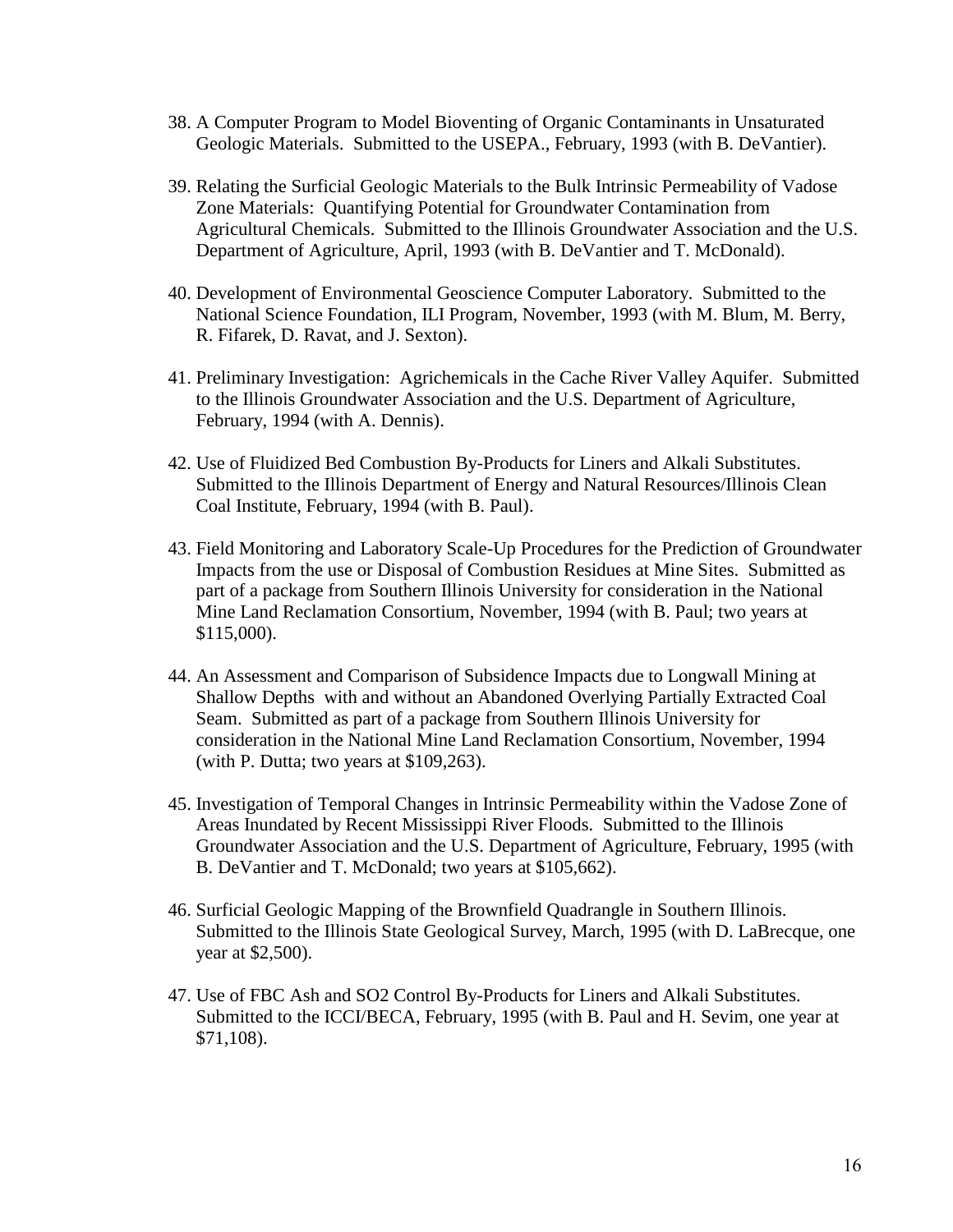38. A Computer Program to Model Bioventing of Organic Contaminants in Unsaturated Geologic Materials. Submitted to the USEPA., February, 1993 (with B. DeVantier).

39. Relating the Surficial Geologic Materials to the Bulk Intrinsic Permeability of Vadose Zone Materials: Quantifying Potential for Groundwater Contamination from Agricultural Chemicals. Submitted to the Illinois Groundwater Association and the U.S. Department of Agriculture, April, 1993 (with B. DeVantier and T. McDonald).

40. Development of Environmental Geoscience Computer Laboratory. Submitted to the National Science Foundation, ILI Program, November, 1993 (with M. Blum, M. Berry, R. Fifarek, D. Ravat, and J. Sexton).

41. Preliminary Investigation: Agrichemicals in the Cache River Valley Aquifer. Submitted to the Illinois Groundwater Association and the U.S. Department of Agriculture, February, 1994 (with A. Dennis).

42. Use of Fluidized Bed Combustion By-Products for Liners and Alkali Substitutes. Submitted to the Illinois Department of Energy and Natural Resources/Illinois Clean Coal Institute, February, 1994 (with B. Paul).

43. Field Monitoring and Laboratory Scale-Up Procedures for the Prediction of Groundwater Impacts from the use or Disposal of Combustion Residues at Mine Sites. Submitted as part of a package from Southern Illinois University for consideration in the National Mine Land Reclamation Consortium, November, 1994 (with B. Paul; two years at $115,000).

44. An Assessment and Comparison of Subsidence Impacts due to Longwall Mining at Shallow Depths with and without an Abandoned Overlying Partially Extracted Coal Seam. Submitted as part of a package from Southern Illinois University for consideration in the National Mine Land Reclamation Consortium, November, 1994 (with P. Dutta; two years at $109,263).

45. Investigation of Temporal Changes in Intrinsic Permeability within the Vadose Zone of Areas Inundated by Recent Mississippi River Floods. Submitted to the Illinois Groundwater Association and the U.S. Department of Agriculture, February, 1995 (with B. DeVantier and T. McDonald; two years at $105,662).

46. Surficial Geologic Mapping of the Brownfield Quadrangle in Southern Illinois. Submitted to the Illinois State Geological Survey, March, 1995 (with D. LaBrecque, one year at $2,500).

47. Use of FBC Ash and SO2 Control By-Products for Liners and Alkali Substitutes. Submitted to the ICCI/BECA, February, 1995 (with B. Paul and H. Sevim, one year at $71,108).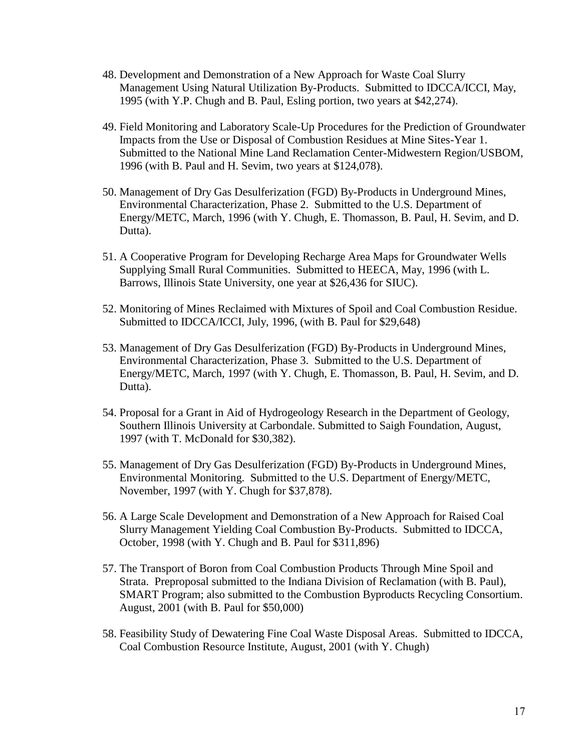48. Development and Demonstration of a New Approach for Waste Coal Slurry Management Using Natural Utilization By-Products. Submitted to IDCCA/ICCI, May, 1995 (with Y.P. Chugh and B. Paul, Esling portion, two years at $42,274).

49. Field Monitoring and Laboratory Scale-Up Procedures for the Prediction of Groundwater Impacts from the Use or Disposal of Combustion Residues at Mine Sites-Year 1. Submitted to the National Mine Land Reclamation Center-Midwestern Region/USBOM, 1996 (with B. Paul and H. Sevim, two years at $124,078).

50. Management of Dry Gas Desulferization (FGD) By-Products in Underground Mines, Environmental Characterization, Phase 2. Submitted to the U.S. Department of Energy/METC, March, 1996 (with Y. Chugh, E. Thomasson, B. Paul, H. Sevim, and D. Dutta).

51. A Cooperative Program for Developing Recharge Area Maps for Groundwater Wells Supplying Small Rural Communities. Submitted to HEECA, May, 1996 (with L. Barrows, Illinois State University, one year at $26,436 for SIUC).

52. Monitoring of Mines Reclaimed with Mixtures of Spoil and Coal Combustion Residue. Submitted to IDCCA/ICCI, July, 1996, (with B. Paul for $29,648)

53. Management of Dry Gas Desulferization (FGD) By-Products in Underground Mines, Environmental Characterization, Phase 3. Submitted to the U.S. Department of Energy/METC, March, 1997 (with Y. Chugh, E. Thomasson, B. Paul, H. Sevim, and D. Dutta).

54. Proposal for a Grant in Aid of Hydrogeology Research in the Department of Geology, Southern Illinois University at Carbondale. Submitted to Saigh Foundation, August, 1997 (with T. McDonald for $30,382).

55. Management of Dry Gas Desulferization (FGD) By-Products in Underground Mines, Environmental Monitoring. Submitted to the U.S. Department of Energy/METC, November, 1997 (with Y. Chugh for $37,878).

56. A Large Scale Development and Demonstration of a New Approach for Raised Coal Slurry Management Yielding Coal Combustion By-Products. Submitted to IDCCA, October, 1998 (with Y. Chugh and B. Paul for $311,896)

57. The Transport of Boron from Coal Combustion Products Through Mine Spoil and Strata. Preproposal submitted to the Indiana Division of Reclamation (with B. Paul), SMART Program; also submitted to the Combustion Byproducts Recycling Consortium. August, 2001 (with B. Paul for $50,000)

58. Feasibility Study of Dewatering Fine Coal Waste Disposal Areas. Submitted to IDCCA, Coal Combustion Resource Institute, August, 2001 (with Y. Chugh)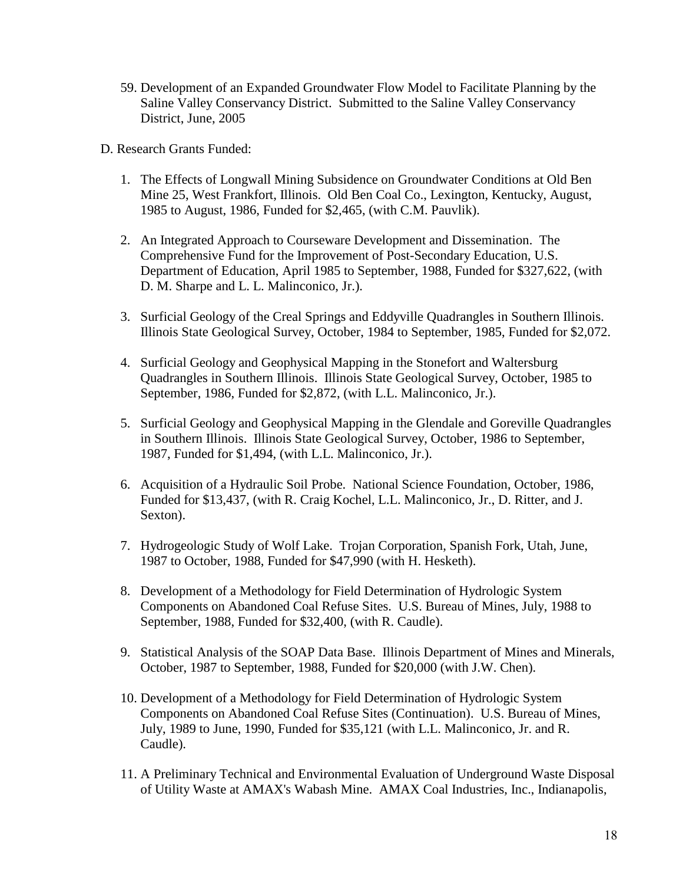59. Development of an Expanded Groundwater Flow Model to Facilitate Planning by the Saline Valley Conservancy District. Submitted to the Saline Valley Conservancy District, June, 2005

D. Research Grants Funded:

1. The Effects of Longwall Mining Subsidence on Groundwater Conditions at Old Ben Mine 25, West Frankfort, Illinois. Old Ben Coal Co., Lexington, Kentucky, August, 1985 to August, 1986, Funded for $2,465, (with C.M. Pauvlik).

2. An Integrated Approach to Courseware Development and Dissemination. The Comprehensive Fund for the Improvement of Post-Secondary Education, U.S. Department of Education, April 1985 to September, 1988, Funded for $327,622, (with D. M. Sharpe and L. L. Malinconico, Jr.).

3. Surficial Geology of the Creal Springs and Eddyville Quadrangles in Southern Illinois. Illinois State Geological Survey, October, 1984 to September, 1985, Funded for $2,072.

4. Surficial Geology and Geophysical Mapping in the Stonefort and Waltersburg Quadrangles in Southern Illinois. Illinois State Geological Survey, October, 1985 to September, 1986, Funded for $2,872, (with L.L. Malinconico, Jr.).

5. Surficial Geology and Geophysical Mapping in the Glendale and Goreville Quadrangles in Southern Illinois. Illinois State Geological Survey, October, 1986 to September, 1987, Funded for $1,494, (with L.L. Malinconico, Jr.).

6. Acquisition of a Hydraulic Soil Probe. National Science Foundation, October, 1986, Funded for $13,437, (with R. Craig Kochel, L.L. Malinconico, Jr., D. Ritter, and J. Sexton).

7. Hydrogeologic Study of Wolf Lake. Trojan Corporation, Spanish Fork, Utah, June, 1987 to October, 1988, Funded for $47,990 (with H. Hesketh).

8. Development of a Methodology for Field Determination of Hydrologic System Components on Abandoned Coal Refuse Sites. U.S. Bureau of Mines, July, 1988 to September, 1988, Funded for $32,400, (with R. Caudle).

9. Statistical Analysis of the SOAP Data Base. Illinois Department of Mines and Minerals, October, 1987 to September, 1988, Funded for $20,000 (with J.W. Chen).

10. Development of a Methodology for Field Determination of Hydrologic System Components on Abandoned Coal Refuse Sites (Continuation). U.S. Bureau of Mines, July, 1989 to June, 1990, Funded for $35,121 (with L.L. Malinconico, Jr. and R. Caudle).

11. A Preliminary Technical and Environmental Evaluation of Underground Waste Disposal of Utility Waste at AMAX's Wabash Mine. AMAX Coal Industries, Inc., Indianapolis,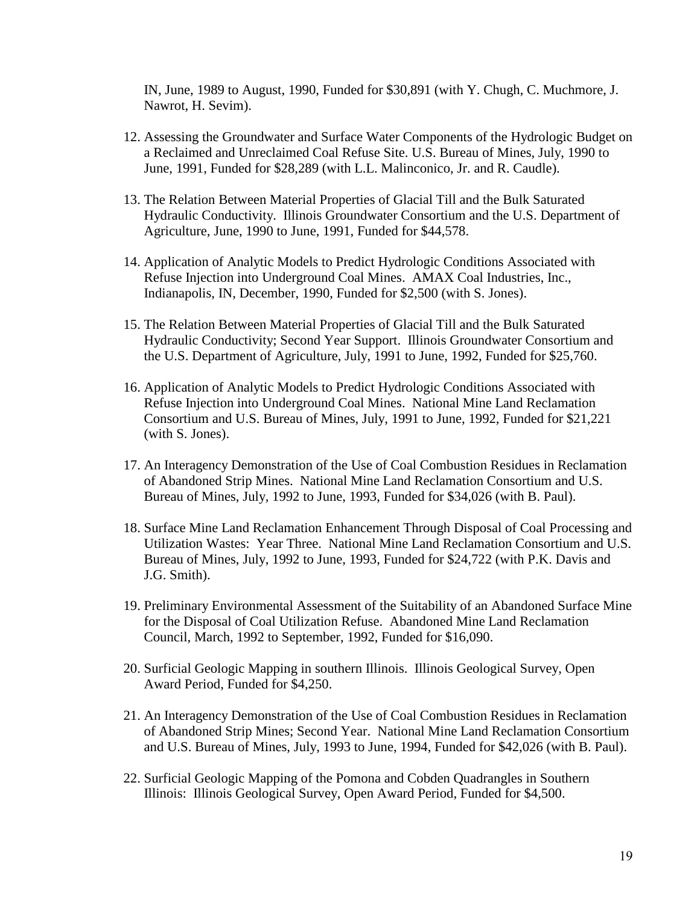IN, June, 1989 to August, 1990, Funded for $30,891 (with Y. Chugh, C. Muchmore, J. Nawrot, H. Sevim).

12. Assessing the Groundwater and Surface Water Components of the Hydrologic Budget on a Reclaimed and Unreclaimed Coal Refuse Site. U.S. Bureau of Mines, July, 1990 to June, 1991, Funded for $28,289 (with L.L. Malinconico, Jr. and R. Caudle).

13. The Relation Between Material Properties of Glacial Till and the Bulk Saturated Hydraulic Conductivity. Illinois Groundwater Consortium and the U.S. Department of Agriculture, June, 1990 to June, 1991, Funded for $44,578.

14. Application of Analytic Models to Predict Hydrologic Conditions Associated with Refuse Injection into Underground Coal Mines. AMAX Coal Industries, Inc., Indianapolis, IN, December, 1990, Funded for $2,500 (with S. Jones).

15. The Relation Between Material Properties of Glacial Till and the Bulk Saturated Hydraulic Conductivity; Second Year Support. Illinois Groundwater Consortium and the U.S. Department of Agriculture, July, 1991 to June, 1992, Funded for $25,760.

16. Application of Analytic Models to Predict Hydrologic Conditions Associated with Refuse Injection into Underground Coal Mines. National Mine Land Reclamation Consortium and U.S. Bureau of Mines, July, 1991 to June, 1992, Funded for $21,221 (with S. Jones).

17. An Interagency Demonstration of the Use of Coal Combustion Residues in Reclamation of Abandoned Strip Mines. National Mine Land Reclamation Consortium and U.S. Bureau of Mines, July, 1992 to June, 1993, Funded for $34,026 (with B. Paul).

18. Surface Mine Land Reclamation Enhancement Through Disposal of Coal Processing and Utilization Wastes: Year Three. National Mine Land Reclamation Consortium and U.S. Bureau of Mines, July, 1992 to June, 1993, Funded for $24,722 (with P.K. Davis and J.G. Smith).

19. Preliminary Environmental Assessment of the Suitability of an Abandoned Surface Mine for the Disposal of Coal Utilization Refuse. Abandoned Mine Land Reclamation Council, March, 1992 to September, 1992, Funded for $16,090.

20. Surficial Geologic Mapping in southern Illinois. Illinois Geological Survey, Open Award Period, Funded for $4,250.

21. An Interagency Demonstration of the Use of Coal Combustion Residues in Reclamation of Abandoned Strip Mines; Second Year. National Mine Land Reclamation Consortium and U.S. Bureau of Mines, July, 1993 to June, 1994, Funded for $42,026 (with B. Paul).

22. Surficial Geologic Mapping of the Pomona and Cobden Quadrangles in Southern Illinois: Illinois Geological Survey, Open Award Period, Funded for $4,500.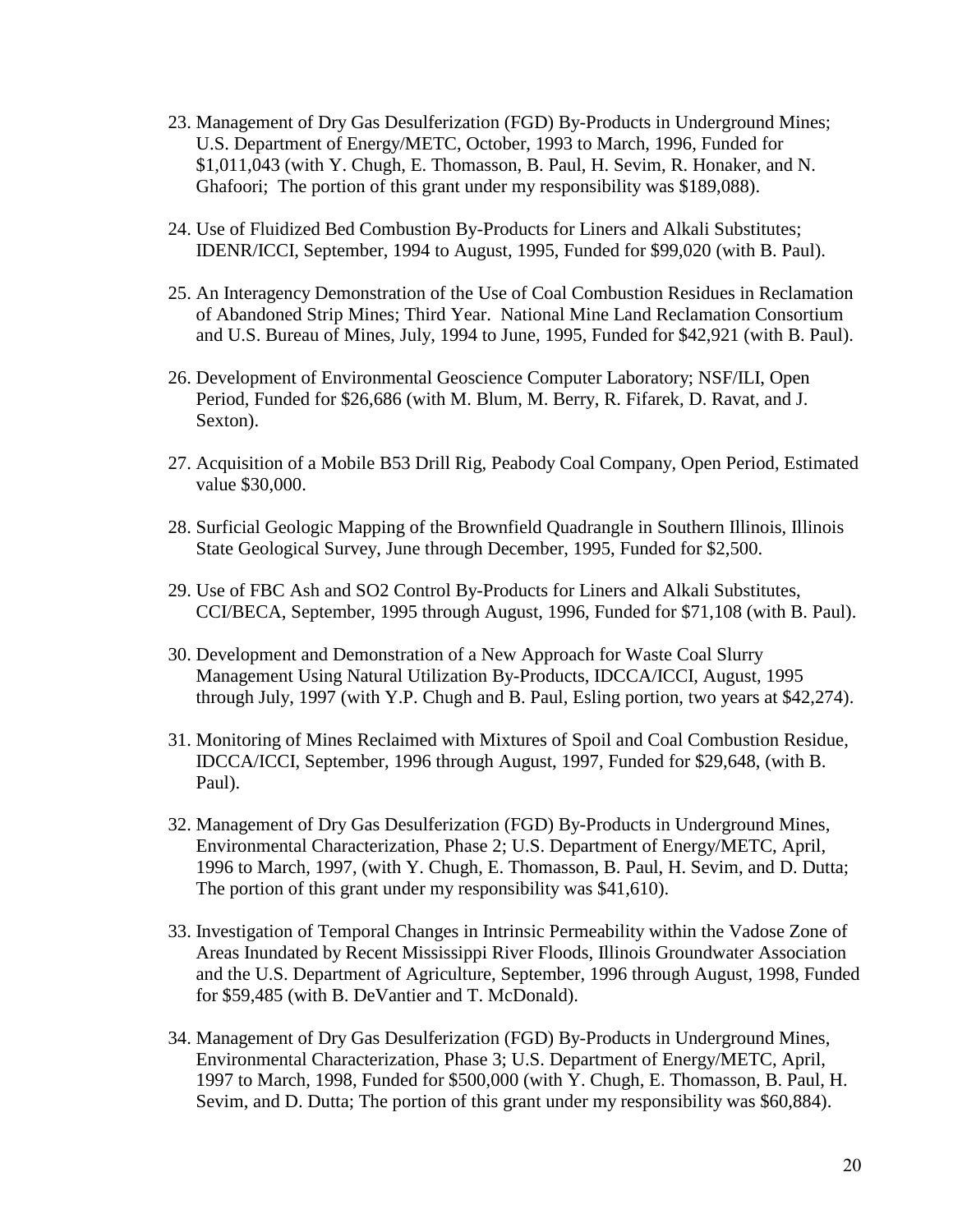23. Management of Dry Gas Desulferization (FGD) By-Products in Underground Mines; U.S. Department of Energy/METC, October, 1993 to March, 1996, Funded for $1,011,043 (with Y. Chugh, E. Thomasson, B. Paul, H. Sevim, R. Honaker, and N. Ghafoori; The portion of this grant under my responsibility was $189,088).

24. Use of Fluidized Bed Combustion By-Products for Liners and Alkali Substitutes; IDENR/ICCI, September, 1994 to August, 1995, Funded for $99,020 (with B. Paul).

25. An Interagency Demonstration of the Use of Coal Combustion Residues in Reclamation of Abandoned Strip Mines; Third Year. National Mine Land Reclamation Consortium and U.S. Bureau of Mines, July, 1994 to June, 1995, Funded for $42,921 (with B. Paul).

26. Development of Environmental Geoscience Computer Laboratory; NSF/ILI, Open Period, Funded for $26,686 (with M. Blum, M. Berry, R. Fifarek, D. Ravat, and J. Sexton).

27. Acquisition of a Mobile B53 Drill Rig, Peabody Coal Company, Open Period, Estimated value $30,000.

28. Surficial Geologic Mapping of the Brownfield Quadrangle in Southern Illinois, Illinois State Geological Survey, June through December, 1995, Funded for $2,500.

29. Use of FBC Ash and SO2 Control By-Products for Liners and Alkali Substitutes, CCI/BECA, September, 1995 through August, 1996, Funded for $71,108 (with B. Paul).

30. Development and Demonstration of a New Approach for Waste Coal Slurry Management Using Natural Utilization By-Products, IDCCA/ICCI, August, 1995 through July, 1997 (with Y.P. Chugh and B. Paul, Esling portion, two years at $42,274).

31. Monitoring of Mines Reclaimed with Mixtures of Spoil and Coal Combustion Residue, IDCCA/ICCI, September, 1996 through August, 1997, Funded for $29,648, (with B. Paul).

32. Management of Dry Gas Desulferization (FGD) By-Products in Underground Mines, Environmental Characterization, Phase 2; U.S. Department of Energy/METC, April, 1996 to March, 1997, (with Y. Chugh, E. Thomasson, B. Paul, H. Sevim, and D. Dutta; The portion of this grant under my responsibility was $41,610).

33. Investigation of Temporal Changes in Intrinsic Permeability within the Vadose Zone of Areas Inundated by Recent Mississippi River Floods, Illinois Groundwater Association and the U.S. Department of Agriculture, September, 1996 through August, 1998, Funded for $59,485 (with B. DeVantier and T. McDonald).

34. Management of Dry Gas Desulferization (FGD) By-Products in Underground Mines, Environmental Characterization, Phase 3; U.S. Department of Energy/METC, April, 1997 to March, 1998, Funded for $500,000 (with Y. Chugh, E. Thomasson, B. Paul, H. Sevim, and D. Dutta; The portion of this grant under my responsibility was $60,884).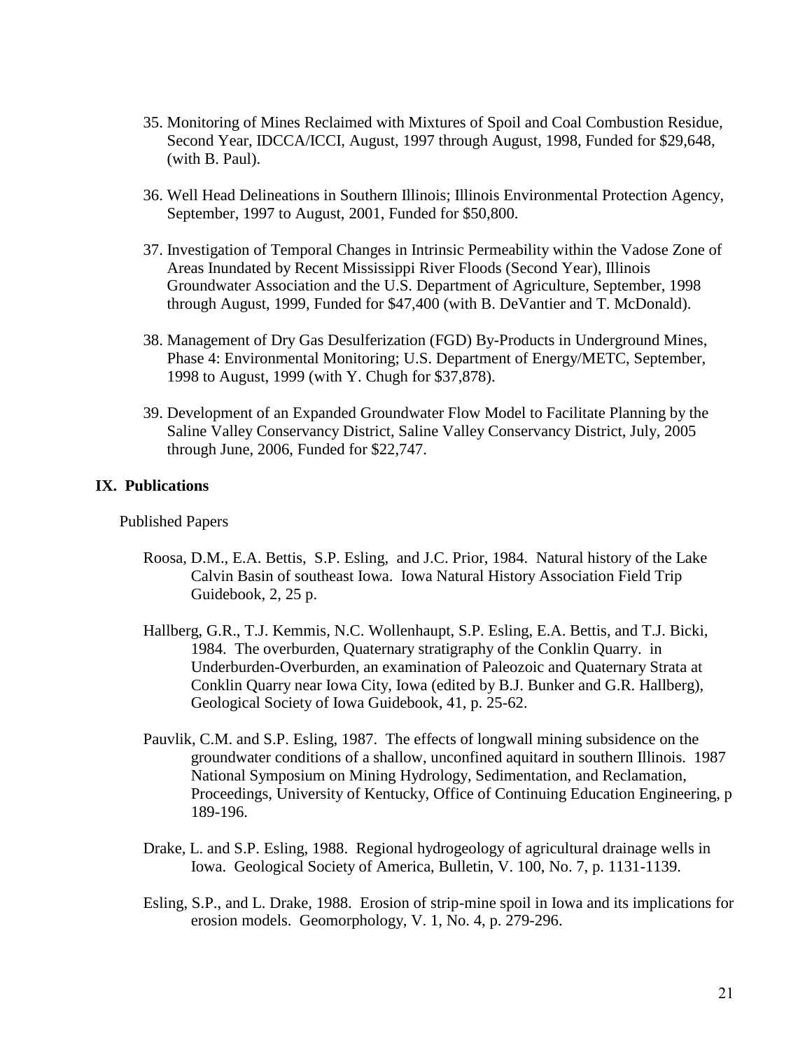35. Monitoring of Mines Reclaimed with Mixtures of Spoil and Coal Combustion Residue, Second Year, IDCCA/ICCI, August, 1997 through August, 1998, Funded for $29,648, (with B. Paul).

36. Well Head Delineations in Southern Illinois; Illinois Environmental Protection Agency, September, 1997 to August, 2001, Funded for $50,800.

37. Investigation of Temporal Changes in Intrinsic Permeability within the Vadose Zone of Areas Inundated by Recent Mississippi River Floods (Second Year), Illinois Groundwater Association and the U.S. Department of Agriculture, September, 1998 through August, 1999, Funded for $47,400 (with B. DeVantier and T. McDonald).

38. Management of Dry Gas Desulferization (FGD) By-Products in Underground Mines, Phase 4: Environmental Monitoring; U.S. Department of Energy/METC, September, 1998 to August, 1999 (with Y. Chugh for $37,878).

39. Development of an Expanded Groundwater Flow Model to Facilitate Planning by the Saline Valley Conservancy District, Saline Valley Conservancy District, July, 2005 through June, 2006, Funded for $22,747.

## IX. Publications

Published Papers

Roosa, D.M., E.A. Bettis, S.P. Esling, and J.C. Prior, 1984. Natural history of the Lake Calvin Basin of southeast Iowa. Iowa Natural History Association Field Trip Guidebook, 2, 25 p.

Hallberg, G.R., T.J. Kemmis, N.C. Wollenhaupt, S.P. Esling, E.A. Bettis, and T.J. Bicki, 1984. The overburden, Quaternary stratigraphy of the Conklin Quarry. in Underburden-Overburden, an examination of Paleozoic and Quaternary Strata at Conklin Quarry near Iowa City, Iowa (edited by B.J. Bunker and G.R. Hallberg), Geological Society of Iowa Guidebook, 41, p. 25-62.

Pauvlik, C.M. and S.P. Esling, 1987. The effects of longwall mining subsidence on the groundwater conditions of a shallow, unconfined aquitard in southern Illinois. 1987 National Symposium on Mining Hydrology, Sedimentation, and Reclamation, Proceedings, University of Kentucky, Office of Continuing Education Engineering, p 189-196.

Drake, L. and S.P. Esling, 1988. Regional hydrogeology of agricultural drainage wells in Iowa. Geological Society of America, Bulletin, V. 100, No. 7, p. 1131-1139.

Esling, S.P., and L. Drake, 1988. Erosion of strip-mine spoil in Iowa and its implications for erosion models. Geomorphology, V. 1, No. 4, p. 279-296.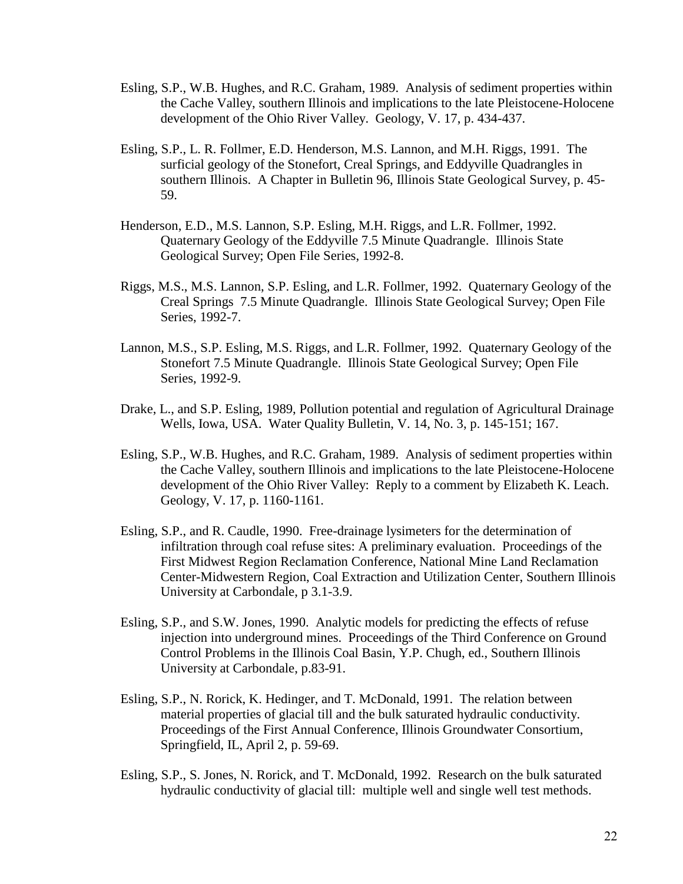Esling, S.P., W.B. Hughes, and R.C. Graham, 1989. Analysis of sediment properties within the Cache Valley, southern Illinois and implications to the late Pleistocene-Holocene development of the Ohio River Valley. Geology, V. 17, p. 434-437.

Esling, S.P., L. R. Follmer, E.D. Henderson, M.S. Lannon, and M.H. Riggs, 1991. The surficial geology of the Stonefort, Creal Springs, and Eddyville Quadrangles in southern Illinois. A Chapter in Bulletin 96, Illinois State Geological Survey, p. 45-59.

Henderson, E.D., M.S. Lannon, S.P. Esling, M.H. Riggs, and L.R. Follmer, 1992. Quaternary Geology of the Eddyville 7.5 Minute Quadrangle. Illinois State Geological Survey; Open File Series, 1992-8.

Riggs, M.S., M.S. Lannon, S.P. Esling, and L.R. Follmer, 1992. Quaternary Geology of the Creal Springs 7.5 Minute Quadrangle. Illinois State Geological Survey; Open File Series, 1992-7.

Lannon, M.S., S.P. Esling, M.S. Riggs, and L.R. Follmer, 1992. Quaternary Geology of the Stonefort 7.5 Minute Quadrangle. Illinois State Geological Survey; Open File Series, 1992-9.

Drake, L., and S.P. Esling, 1989, Pollution potential and regulation of Agricultural Drainage Wells, Iowa, USA. Water Quality Bulletin, V. 14, No. 3, p. 145-151; 167.

Esling, S.P., W.B. Hughes, and R.C. Graham, 1989. Analysis of sediment properties within the Cache Valley, southern Illinois and implications to the late Pleistocene-Holocene development of the Ohio River Valley: Reply to a comment by Elizabeth K. Leach. Geology, V. 17, p. 1160-1161.

Esling, S.P., and R. Caudle, 1990. Free-drainage lysimeters for the determination of infiltration through coal refuse sites: A preliminary evaluation. Proceedings of the First Midwest Region Reclamation Conference, National Mine Land Reclamation Center-Midwestern Region, Coal Extraction and Utilization Center, Southern Illinois University at Carbondale, p 3.1-3.9.

Esling, S.P., and S.W. Jones, 1990. Analytic models for predicting the effects of refuse injection into underground mines. Proceedings of the Third Conference on Ground Control Problems in the Illinois Coal Basin, Y.P. Chugh, ed., Southern Illinois University at Carbondale, p.83-91.

Esling, S.P., N. Rorick, K. Hedinger, and T. McDonald, 1991. The relation between material properties of glacial till and the bulk saturated hydraulic conductivity. Proceedings of the First Annual Conference, Illinois Groundwater Consortium, Springfield, IL, April 2, p. 59-69.

Esling, S.P., S. Jones, N. Rorick, and T. McDonald, 1992. Research on the bulk saturated hydraulic conductivity of glacial till: multiple well and single well test methods.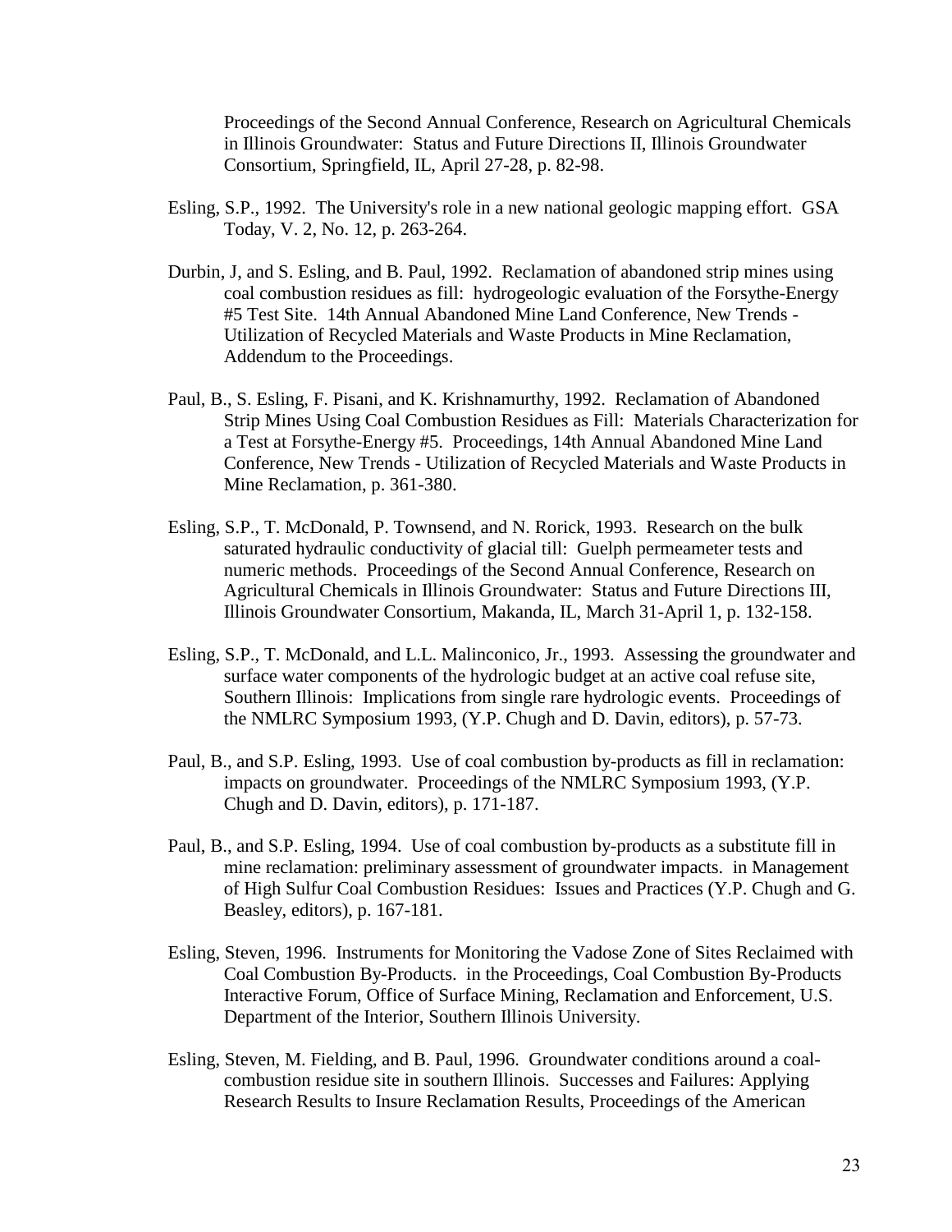Proceedings of the Second Annual Conference, Research on Agricultural Chemicals in Illinois Groundwater: Status and Future Directions II, Illinois Groundwater Consortium, Springfield, IL, April 27-28, p. 82-98.

Esling, S.P., 1992. The University's role in a new national geologic mapping effort. GSA Today, V. 2, No. 12, p. 263-264.

Durbin, J, and S. Esling, and B. Paul, 1992. Reclamation of abandoned strip mines using coal combustion residues as fill: hydrogeologic evaluation of the Forsythe-Energy #5 Test Site. 14th Annual Abandoned Mine Land Conference, New Trends - Utilization of Recycled Materials and Waste Products in Mine Reclamation, Addendum to the Proceedings.

Paul, B., S. Esling, F. Pisani, and K. Krishnamurthy, 1992. Reclamation of Abandoned Strip Mines Using Coal Combustion Residues as Fill: Materials Characterization for a Test at Forsythe-Energy #5. Proceedings, 14th Annual Abandoned Mine Land Conference, New Trends - Utilization of Recycled Materials and Waste Products in Mine Reclamation, p. 361-380.

Esling, S.P., T. McDonald, P. Townsend, and N. Rorick, 1993. Research on the bulk saturated hydraulic conductivity of glacial till: Guelph permeameter tests and numeric methods. Proceedings of the Second Annual Conference, Research on Agricultural Chemicals in Illinois Groundwater: Status and Future Directions III, Illinois Groundwater Consortium, Makanda, IL, March 31-April 1, p. 132-158.

Esling, S.P., T. McDonald, and L.L. Malinconico, Jr., 1993. Assessing the groundwater and surface water components of the hydrologic budget at an active coal refuse site, Southern Illinois: Implications from single rare hydrologic events. Proceedings of the NMLRC Symposium 1993, (Y.P. Chugh and D. Davin, editors), p. 57-73.

Paul, B., and S.P. Esling, 1993. Use of coal combustion by-products as fill in reclamation: impacts on groundwater. Proceedings of the NMLRC Symposium 1993, (Y.P. Chugh and D. Davin, editors), p. 171-187.

Paul, B., and S.P. Esling, 1994. Use of coal combustion by-products as a substitute fill in mine reclamation: preliminary assessment of groundwater impacts. in Management of High Sulfur Coal Combustion Residues: Issues and Practices (Y.P. Chugh and G. Beasley, editors), p. 167-181.

Esling, Steven, 1996. Instruments for Monitoring the Vadose Zone of Sites Reclaimed with Coal Combustion By-Products. in the Proceedings, Coal Combustion By-Products Interactive Forum, Office of Surface Mining, Reclamation and Enforcement, U.S. Department of the Interior, Southern Illinois University.

Esling, Steven, M. Fielding, and B. Paul, 1996. Groundwater conditions around a coal-combustion residue site in southern Illinois. Successes and Failures: Applying Research Results to Insure Reclamation Results, Proceedings of the American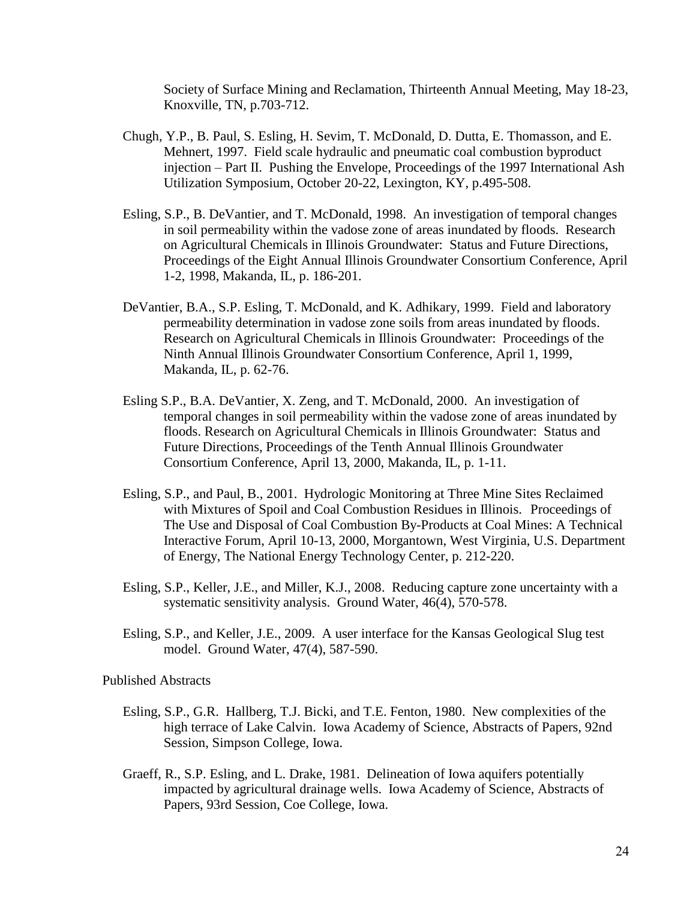Society of Surface Mining and Reclamation, Thirteenth Annual Meeting, May 18-23, Knoxville, TN, p.703-712.

Chugh, Y.P., B. Paul, S. Esling, H. Sevim, T. McDonald, D. Dutta, E. Thomasson, and E. Mehnert, 1997. Field scale hydraulic and pneumatic coal combustion byproduct injection – Part II. Pushing the Envelope, Proceedings of the 1997 International Ash Utilization Symposium, October 20-22, Lexington, KY, p.495-508.

Esling, S.P., B. DeVantier, and T. McDonald, 1998. An investigation of temporal changes in soil permeability within the vadose zone of areas inundated by floods. Research on Agricultural Chemicals in Illinois Groundwater: Status and Future Directions, Proceedings of the Eight Annual Illinois Groundwater Consortium Conference, April 1-2, 1998, Makanda, IL, p. 186-201.

DeVantier, B.A., S.P. Esling, T. McDonald, and K. Adhikary, 1999. Field and laboratory permeability determination in vadose zone soils from areas inundated by floods. Research on Agricultural Chemicals in Illinois Groundwater: Proceedings of the Ninth Annual Illinois Groundwater Consortium Conference, April 1, 1999, Makanda, IL, p. 62-76.

Esling S.P., B.A. DeVantier, X. Zeng, and T. McDonald, 2000. An investigation of temporal changes in soil permeability within the vadose zone of areas inundated by floods. Research on Agricultural Chemicals in Illinois Groundwater: Status and Future Directions, Proceedings of the Tenth Annual Illinois Groundwater Consortium Conference, April 13, 2000, Makanda, IL, p. 1-11.

Esling, S.P., and Paul, B., 2001. Hydrologic Monitoring at Three Mine Sites Reclaimed with Mixtures of Spoil and Coal Combustion Residues in Illinois. Proceedings of The Use and Disposal of Coal Combustion By-Products at Coal Mines: A Technical Interactive Forum, April 10-13, 2000, Morgantown, West Virginia, U.S. Department of Energy, The National Energy Technology Center, p. 212-220.

Esling, S.P., Keller, J.E., and Miller, K.J., 2008. Reducing capture zone uncertainty with a systematic sensitivity analysis. Ground Water, 46(4), 570-578.

Esling, S.P., and Keller, J.E., 2009. A user interface for the Kansas Geological Slug test model. Ground Water, 47(4), 587-590.

Published Abstracts

Esling, S.P., G.R. Hallberg, T.J. Bicki, and T.E. Fenton, 1980. New complexities of the high terrace of Lake Calvin. Iowa Academy of Science, Abstracts of Papers, 92nd Session, Simpson College, Iowa.

Graeff, R., S.P. Esling, and L. Drake, 1981. Delineation of Iowa aquifers potentially impacted by agricultural drainage wells. Iowa Academy of Science, Abstracts of Papers, 93rd Session, Coe College, Iowa.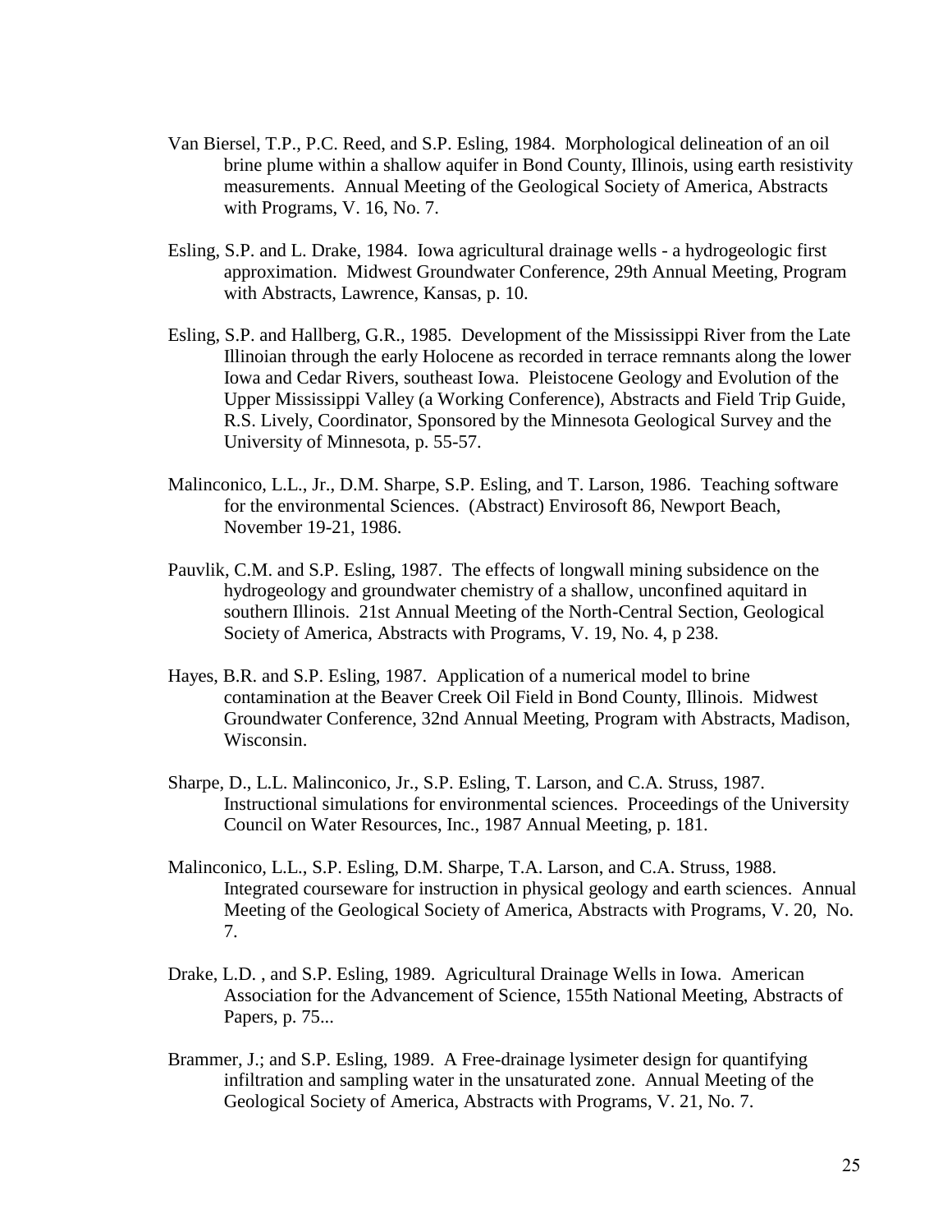Van Biersel, T.P., P.C. Reed, and S.P. Esling, 1984. Morphological delineation of an oil brine plume within a shallow aquifer in Bond County, Illinois, using earth resistivity measurements. Annual Meeting of the Geological Society of America, Abstracts with Programs, V. 16, No. 7.

Esling, S.P. and L. Drake, 1984. Iowa agricultural drainage wells - a hydrogeologic first approximation. Midwest Groundwater Conference, 29th Annual Meeting, Program with Abstracts, Lawrence, Kansas, p. 10.

Esling, S.P. and Hallberg, G.R., 1985. Development of the Mississippi River from the Late Illinoian through the early Holocene as recorded in terrace remnants along the lower Iowa and Cedar Rivers, southeast Iowa. Pleistocene Geology and Evolution of the Upper Mississippi Valley (a Working Conference), Abstracts and Field Trip Guide, R.S. Lively, Coordinator, Sponsored by the Minnesota Geological Survey and the University of Minnesota, p. 55-57.

Malinconico, L.L., Jr., D.M. Sharpe, S.P. Esling, and T. Larson, 1986. Teaching software for the environmental Sciences. (Abstract) Envirosoft 86, Newport Beach, November 19-21, 1986.

Pauvlik, C.M. and S.P. Esling, 1987. The effects of longwall mining subsidence on the hydrogeology and groundwater chemistry of a shallow, unconfined aquitard in southern Illinois. 21st Annual Meeting of the North-Central Section, Geological Society of America, Abstracts with Programs, V. 19, No. 4, p 238.

Hayes, B.R. and S.P. Esling, 1987. Application of a numerical model to brine contamination at the Beaver Creek Oil Field in Bond County, Illinois. Midwest Groundwater Conference, 32nd Annual Meeting, Program with Abstracts, Madison, Wisconsin.

Sharpe, D., L.L. Malinconico, Jr., S.P. Esling, T. Larson, and C.A. Struss, 1987. Instructional simulations for environmental sciences. Proceedings of the University Council on Water Resources, Inc., 1987 Annual Meeting, p. 181.

Malinconico, L.L., S.P. Esling, D.M. Sharpe, T.A. Larson, and C.A. Struss, 1988. Integrated courseware for instruction in physical geology and earth sciences. Annual Meeting of the Geological Society of America, Abstracts with Programs, V. 20, No. 7.

Drake, L.D. , and S.P. Esling, 1989. Agricultural Drainage Wells in Iowa. American Association for the Advancement of Science, 155th National Meeting, Abstracts of Papers, p. 75...

Brammer, J.; and S.P. Esling, 1989. A Free-drainage lysimeter design for quantifying infiltration and sampling water in the unsaturated zone. Annual Meeting of the Geological Society of America, Abstracts with Programs, V. 21, No. 7.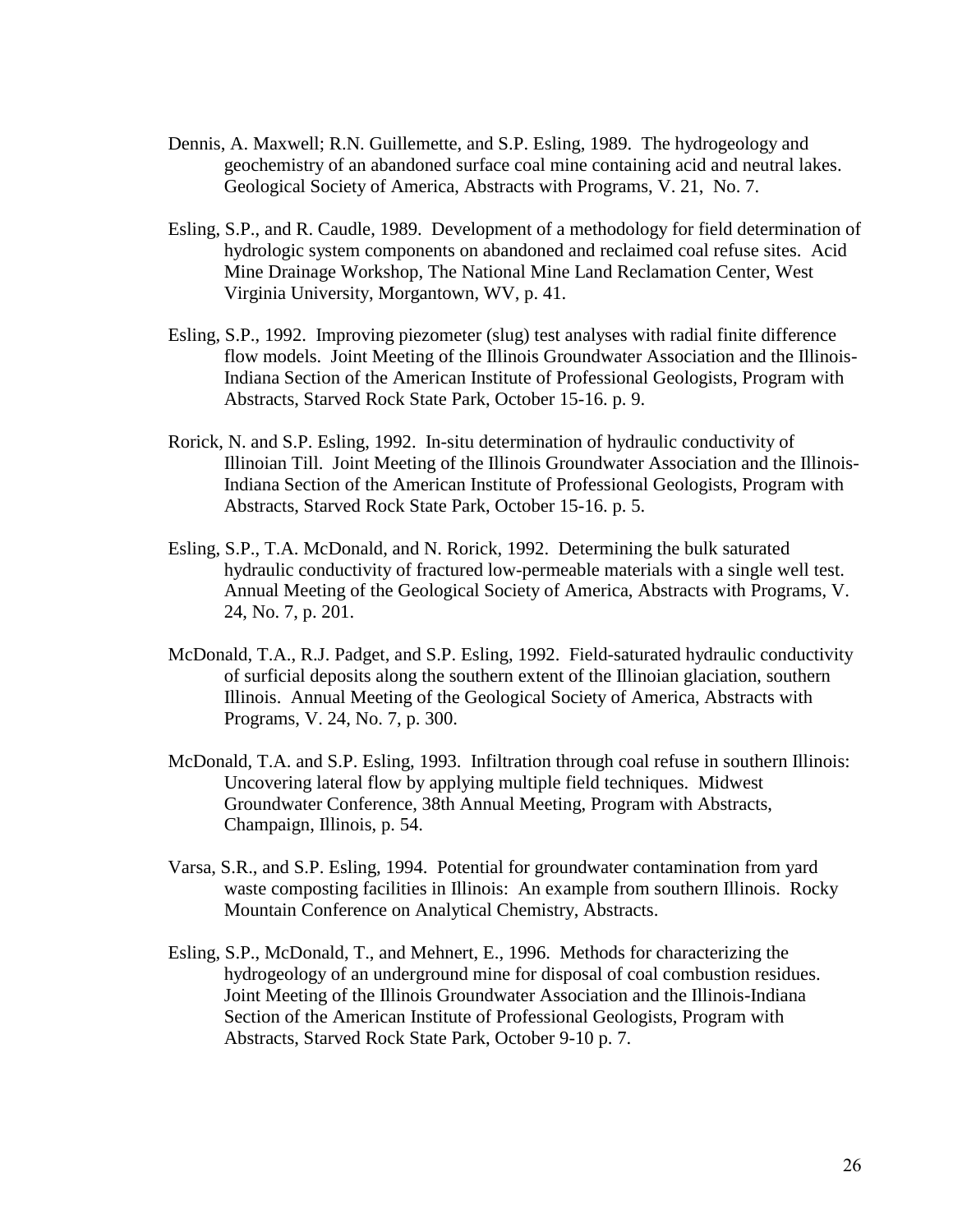Dennis, A. Maxwell; R.N. Guillemette, and S.P. Esling, 1989. The hydrogeology and geochemistry of an abandoned surface coal mine containing acid and neutral lakes. Geological Society of America, Abstracts with Programs, V. 21, No. 7.

Esling, S.P., and R. Caudle, 1989. Development of a methodology for field determination of hydrologic system components on abandoned and reclaimed coal refuse sites. Acid Mine Drainage Workshop, The National Mine Land Reclamation Center, West Virginia University, Morgantown, WV, p. 41.

Esling, S.P., 1992. Improving piezometer (slug) test analyses with radial finite difference flow models. Joint Meeting of the Illinois Groundwater Association and the Illinois-Indiana Section of the American Institute of Professional Geologists, Program with Abstracts, Starved Rock State Park, October 15-16. p. 9.

Rorick, N. and S.P. Esling, 1992. In-situ determination of hydraulic conductivity of Illinoian Till. Joint Meeting of the Illinois Groundwater Association and the Illinois-Indiana Section of the American Institute of Professional Geologists, Program with Abstracts, Starved Rock State Park, October 15-16. p. 5.

Esling, S.P., T.A. McDonald, and N. Rorick, 1992. Determining the bulk saturated hydraulic conductivity of fractured low-permeable materials with a single well test. Annual Meeting of the Geological Society of America, Abstracts with Programs, V. 24, No. 7, p. 201.

McDonald, T.A., R.J. Padget, and S.P. Esling, 1992. Field-saturated hydraulic conductivity of surficial deposits along the southern extent of the Illinoian glaciation, southern Illinois. Annual Meeting of the Geological Society of America, Abstracts with Programs, V. 24, No. 7, p. 300.

McDonald, T.A. and S.P. Esling, 1993. Infiltration through coal refuse in southern Illinois: Uncovering lateral flow by applying multiple field techniques. Midwest Groundwater Conference, 38th Annual Meeting, Program with Abstracts, Champaign, Illinois, p. 54.

Varsa, S.R., and S.P. Esling, 1994. Potential for groundwater contamination from yard waste composting facilities in Illinois: An example from southern Illinois. Rocky Mountain Conference on Analytical Chemistry, Abstracts.

Esling, S.P., McDonald, T., and Mehnert, E., 1996. Methods for characterizing the hydrogeology of an underground mine for disposal of coal combustion residues. Joint Meeting of the Illinois Groundwater Association and the Illinois-Indiana Section of the American Institute of Professional Geologists, Program with Abstracts, Starved Rock State Park, October 9-10 p. 7.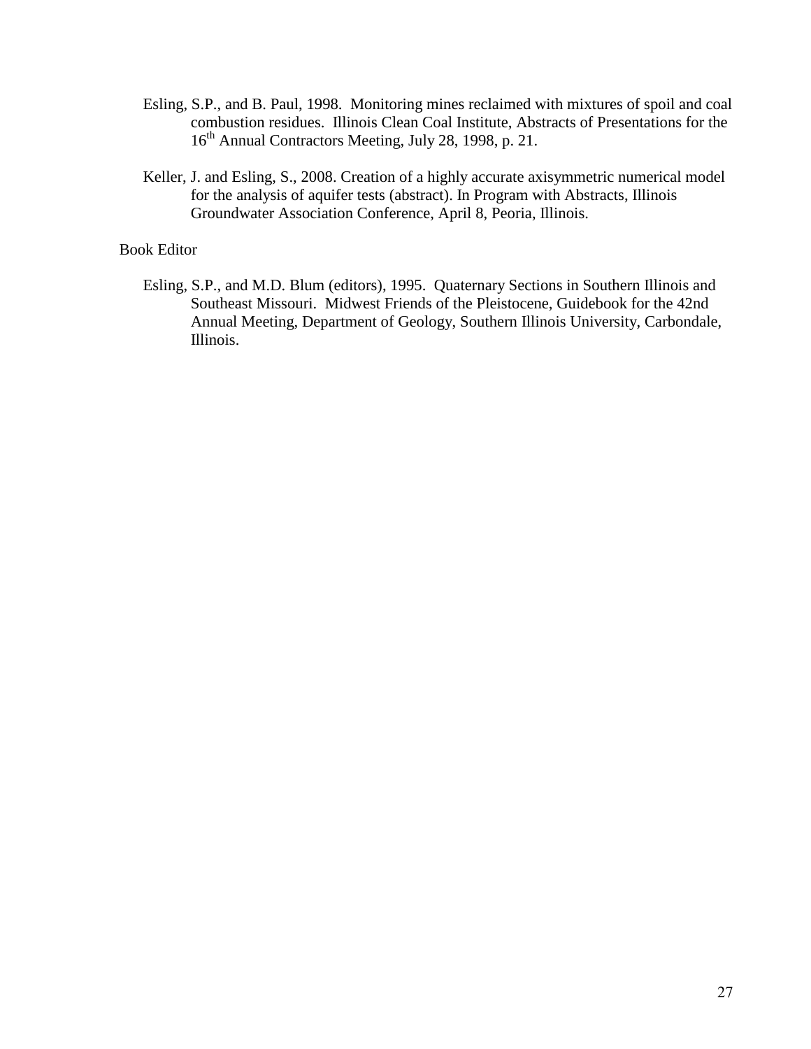Esling, S.P., and B. Paul, 1998. Monitoring mines reclaimed with mixtures of spoil and coal combustion residues. Illinois Clean Coal Institute, Abstracts of Presentations for the 16th Annual Contractors Meeting, July 28, 1998, p. 21.

Keller, J. and Esling, S., 2008. Creation of a highly accurate axisymmetric numerical model for the analysis of aquifer tests (abstract). In Program with Abstracts, Illinois Groundwater Association Conference, April 8, Peoria, Illinois.

Book Editor

Esling, S.P., and M.D. Blum (editors), 1995. Quaternary Sections in Southern Illinois and Southeast Missouri. Midwest Friends of the Pleistocene, Guidebook for the 42nd Annual Meeting, Department of Geology, Southern Illinois University, Carbondale, Illinois.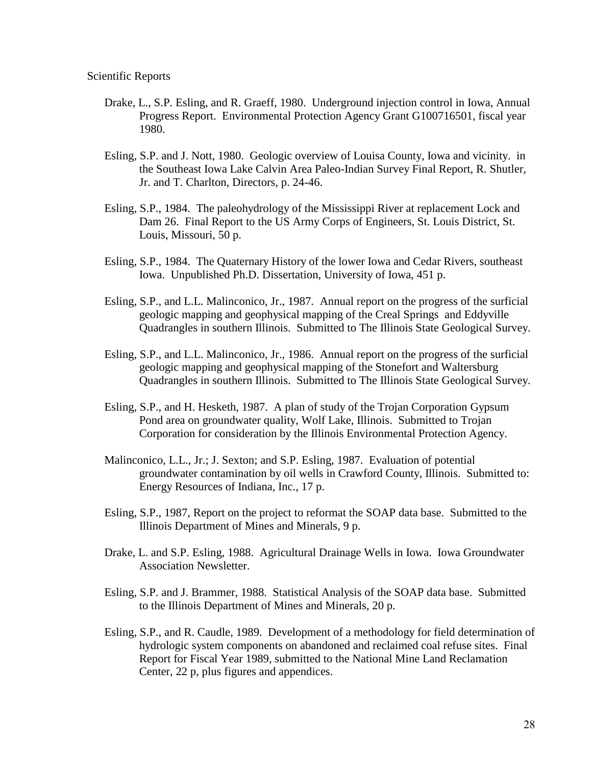Scientific Reports

Drake, L., S.P. Esling, and R. Graeff, 1980. Underground injection control in Iowa, Annual Progress Report. Environmental Protection Agency Grant G100716501, fiscal year 1980.

Esling, S.P. and J. Nott, 1980. Geologic overview of Louisa County, Iowa and vicinity. in the Southeast Iowa Lake Calvin Area Paleo-Indian Survey Final Report, R. Shutler, Jr. and T. Charlton, Directors, p. 24-46.

Esling, S.P., 1984. The paleohydrology of the Mississippi River at replacement Lock and Dam 26. Final Report to the US Army Corps of Engineers, St. Louis District, St. Louis, Missouri, 50 p.

Esling, S.P., 1984. The Quaternary History of the lower Iowa and Cedar Rivers, southeast Iowa. Unpublished Ph.D. Dissertation, University of Iowa, 451 p.

Esling, S.P., and L.L. Malinconico, Jr., 1987. Annual report on the progress of the surficial geologic mapping and geophysical mapping of the Creal Springs and Eddyville Quadrangles in southern Illinois. Submitted to The Illinois State Geological Survey.

Esling, S.P., and L.L. Malinconico, Jr., 1986. Annual report on the progress of the surficial geologic mapping and geophysical mapping of the Stonefort and Waltersburg Quadrangles in southern Illinois. Submitted to The Illinois State Geological Survey.

Esling, S.P., and H. Hesketh, 1987. A plan of study of the Trojan Corporation Gypsum Pond area on groundwater quality, Wolf Lake, Illinois. Submitted to Trojan Corporation for consideration by the Illinois Environmental Protection Agency.

Malinconico, L.L., Jr.; J. Sexton; and S.P. Esling, 1987. Evaluation of potential groundwater contamination by oil wells in Crawford County, Illinois. Submitted to: Energy Resources of Indiana, Inc., 17 p.

Esling, S.P., 1987, Report on the project to reformat the SOAP data base. Submitted to the Illinois Department of Mines and Minerals, 9 p.

Drake, L. and S.P. Esling, 1988. Agricultural Drainage Wells in Iowa. Iowa Groundwater Association Newsletter.

Esling, S.P. and J. Brammer, 1988. Statistical Analysis of the SOAP data base. Submitted to the Illinois Department of Mines and Minerals, 20 p.

Esling, S.P., and R. Caudle, 1989. Development of a methodology for field determination of hydrologic system components on abandoned and reclaimed coal refuse sites. Final Report for Fiscal Year 1989, submitted to the National Mine Land Reclamation Center, 22 p, plus figures and appendices.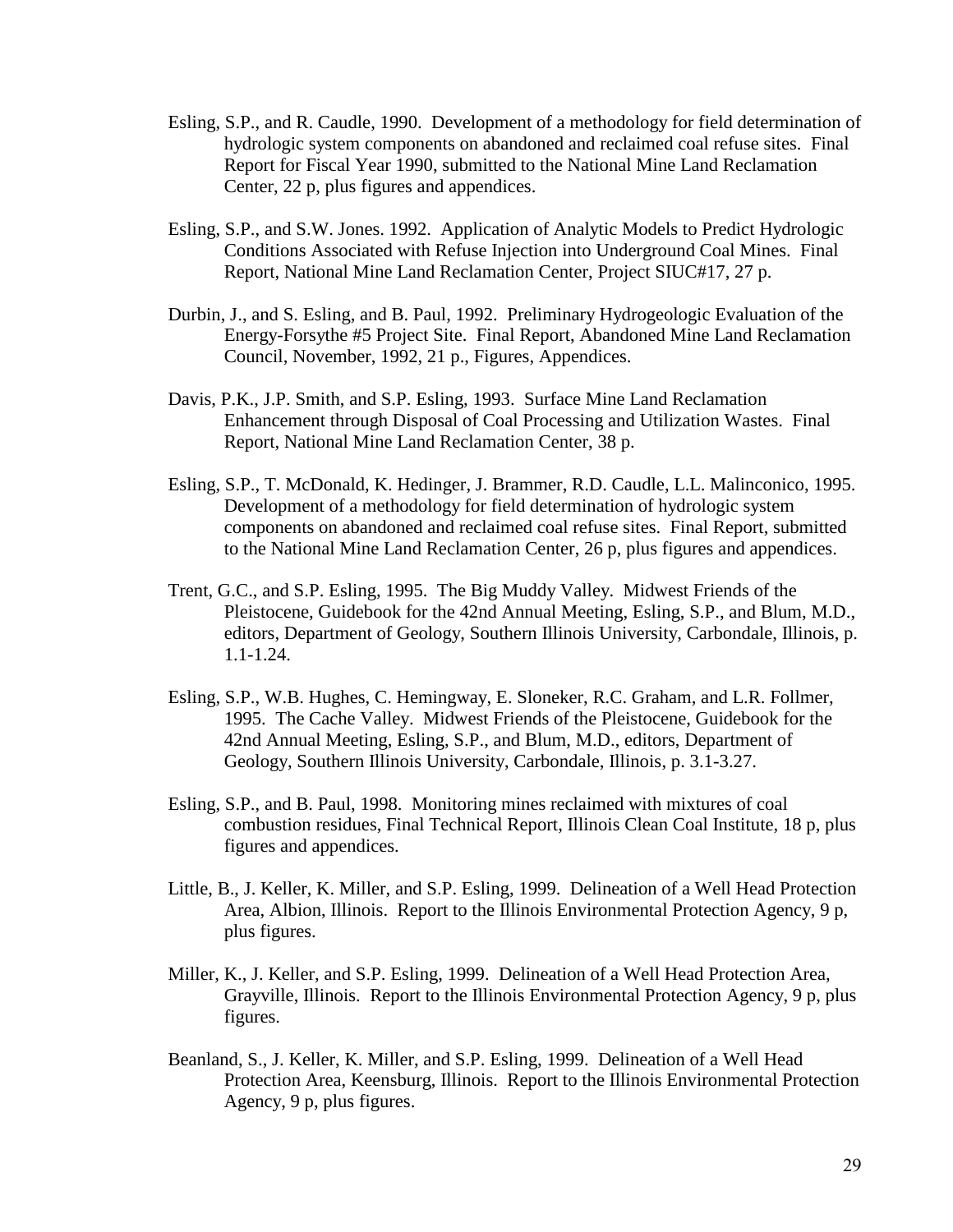Esling, S.P., and R. Caudle, 1990. Development of a methodology for field determination of hydrologic system components on abandoned and reclaimed coal refuse sites. Final Report for Fiscal Year 1990, submitted to the National Mine Land Reclamation Center, 22 p, plus figures and appendices.

Esling, S.P., and S.W. Jones. 1992. Application of Analytic Models to Predict Hydrologic Conditions Associated with Refuse Injection into Underground Coal Mines. Final Report, National Mine Land Reclamation Center, Project SIUC#17, 27 p.

Durbin, J., and S. Esling, and B. Paul, 1992. Preliminary Hydrogeologic Evaluation of the Energy-Forsythe #5 Project Site. Final Report, Abandoned Mine Land Reclamation Council, November, 1992, 21 p., Figures, Appendices.

Davis, P.K., J.P. Smith, and S.P. Esling, 1993. Surface Mine Land Reclamation Enhancement through Disposal of Coal Processing and Utilization Wastes. Final Report, National Mine Land Reclamation Center, 38 p.

Esling, S.P., T. McDonald, K. Hedinger, J. Brammer, R.D. Caudle, L.L. Malinconico, 1995. Development of a methodology for field determination of hydrologic system components on abandoned and reclaimed coal refuse sites. Final Report, submitted to the National Mine Land Reclamation Center, 26 p, plus figures and appendices.

Trent, G.C., and S.P. Esling, 1995. The Big Muddy Valley. Midwest Friends of the Pleistocene, Guidebook for the 42nd Annual Meeting, Esling, S.P., and Blum, M.D., editors, Department of Geology, Southern Illinois University, Carbondale, Illinois, p. 1.1-1.24.

Esling, S.P., W.B. Hughes, C. Hemingway, E. Sloneker, R.C. Graham, and L.R. Follmer, 1995. The Cache Valley. Midwest Friends of the Pleistocene, Guidebook for the 42nd Annual Meeting, Esling, S.P., and Blum, M.D., editors, Department of Geology, Southern Illinois University, Carbondale, Illinois, p. 3.1-3.27.

Esling, S.P., and B. Paul, 1998. Monitoring mines reclaimed with mixtures of coal combustion residues, Final Technical Report, Illinois Clean Coal Institute, 18 p, plus figures and appendices.

Little, B., J. Keller, K. Miller, and S.P. Esling, 1999. Delineation of a Well Head Protection Area, Albion, Illinois. Report to the Illinois Environmental Protection Agency, 9 p, plus figures.

Miller, K., J. Keller, and S.P. Esling, 1999. Delineation of a Well Head Protection Area, Grayville, Illinois. Report to the Illinois Environmental Protection Agency, 9 p, plus figures.

Beanland, S., J. Keller, K. Miller, and S.P. Esling, 1999. Delineation of a Well Head Protection Area, Keensburg, Illinois. Report to the Illinois Environmental Protection Agency, 9 p, plus figures.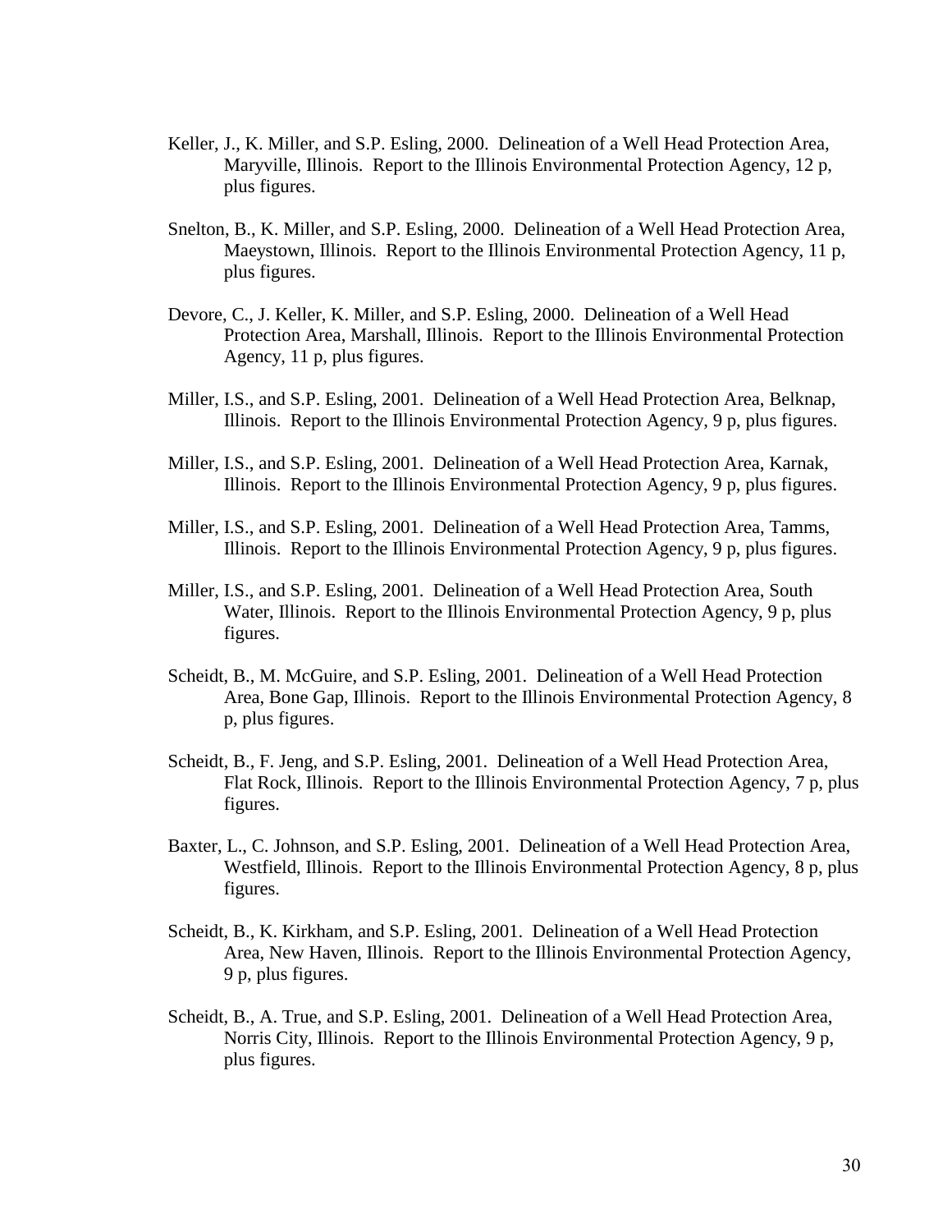Keller, J., K. Miller, and S.P. Esling, 2000. Delineation of a Well Head Protection Area, Maryville, Illinois. Report to the Illinois Environmental Protection Agency, 12 p, plus figures.

Snelton, B., K. Miller, and S.P. Esling, 2000. Delineation of a Well Head Protection Area, Maeystown, Illinois. Report to the Illinois Environmental Protection Agency, 11 p, plus figures.

Devore, C., J. Keller, K. Miller, and S.P. Esling, 2000. Delineation of a Well Head Protection Area, Marshall, Illinois. Report to the Illinois Environmental Protection Agency, 11 p, plus figures.

Miller, I.S., and S.P. Esling, 2001. Delineation of a Well Head Protection Area, Belknap, Illinois. Report to the Illinois Environmental Protection Agency, 9 p, plus figures.

Miller, I.S., and S.P. Esling, 2001. Delineation of a Well Head Protection Area, Karnak, Illinois. Report to the Illinois Environmental Protection Agency, 9 p, plus figures.

Miller, I.S., and S.P. Esling, 2001. Delineation of a Well Head Protection Area, Tamms, Illinois. Report to the Illinois Environmental Protection Agency, 9 p, plus figures.

Miller, I.S., and S.P. Esling, 2001. Delineation of a Well Head Protection Area, South Water, Illinois. Report to the Illinois Environmental Protection Agency, 9 p, plus figures.

Scheidt, B., M. McGuire, and S.P. Esling, 2001. Delineation of a Well Head Protection Area, Bone Gap, Illinois. Report to the Illinois Environmental Protection Agency, 8 p, plus figures.

Scheidt, B., F. Jeng, and S.P. Esling, 2001. Delineation of a Well Head Protection Area, Flat Rock, Illinois. Report to the Illinois Environmental Protection Agency, 7 p, plus figures.

Baxter, L., C. Johnson, and S.P. Esling, 2001. Delineation of a Well Head Protection Area, Westfield, Illinois. Report to the Illinois Environmental Protection Agency, 8 p, plus figures.

Scheidt, B., K. Kirkham, and S.P. Esling, 2001. Delineation of a Well Head Protection Area, New Haven, Illinois. Report to the Illinois Environmental Protection Agency, 9 p, plus figures.

Scheidt, B., A. True, and S.P. Esling, 2001. Delineation of a Well Head Protection Area, Norris City, Illinois. Report to the Illinois Environmental Protection Agency, 9 p, plus figures.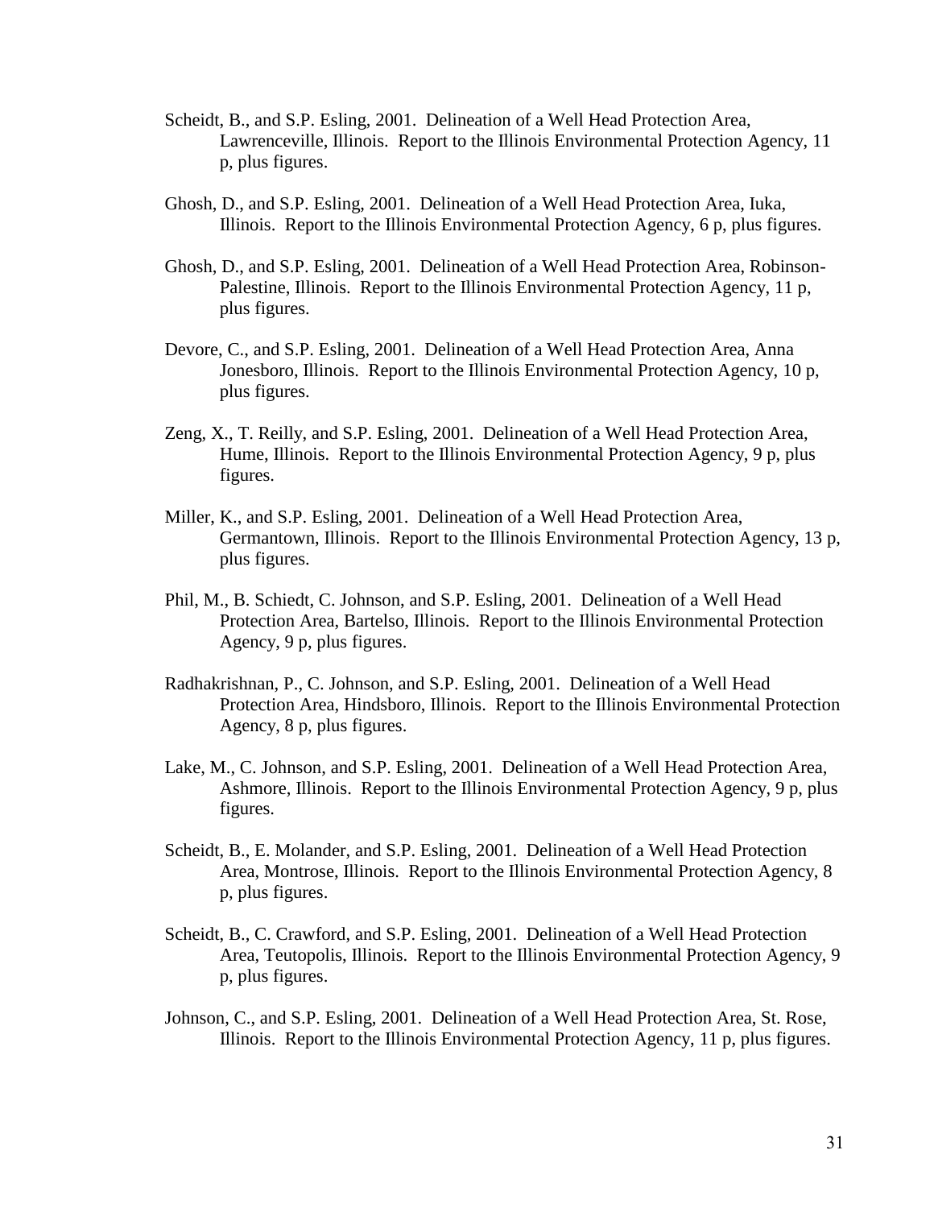Scheidt, B., and S.P. Esling, 2001. Delineation of a Well Head Protection Area, Lawrenceville, Illinois. Report to the Illinois Environmental Protection Agency, 11 p, plus figures.

Ghosh, D., and S.P. Esling, 2001. Delineation of a Well Head Protection Area, Iuka, Illinois. Report to the Illinois Environmental Protection Agency, 6 p, plus figures.

Ghosh, D., and S.P. Esling, 2001. Delineation of a Well Head Protection Area, Robinson-Palestine, Illinois. Report to the Illinois Environmental Protection Agency, 11 p, plus figures.

Devore, C., and S.P. Esling, 2001. Delineation of a Well Head Protection Area, Anna Jonesboro, Illinois. Report to the Illinois Environmental Protection Agency, 10 p, plus figures.

Zeng, X., T. Reilly, and S.P. Esling, 2001. Delineation of a Well Head Protection Area, Hume, Illinois. Report to the Illinois Environmental Protection Agency, 9 p, plus figures.

Miller, K., and S.P. Esling, 2001. Delineation of a Well Head Protection Area, Germantown, Illinois. Report to the Illinois Environmental Protection Agency, 13 p, plus figures.

Phil, M., B. Schiedt, C. Johnson, and S.P. Esling, 2001. Delineation of a Well Head Protection Area, Bartelso, Illinois. Report to the Illinois Environmental Protection Agency, 9 p, plus figures.

Radhakrishnan, P., C. Johnson, and S.P. Esling, 2001. Delineation of a Well Head Protection Area, Hindsboro, Illinois. Report to the Illinois Environmental Protection Agency, 8 p, plus figures.

Lake, M., C. Johnson, and S.P. Esling, 2001. Delineation of a Well Head Protection Area, Ashmore, Illinois. Report to the Illinois Environmental Protection Agency, 9 p, plus figures.

Scheidt, B., E. Molander, and S.P. Esling, 2001. Delineation of a Well Head Protection Area, Montrose, Illinois. Report to the Illinois Environmental Protection Agency, 8 p, plus figures.

Scheidt, B., C. Crawford, and S.P. Esling, 2001. Delineation of a Well Head Protection Area, Teutopolis, Illinois. Report to the Illinois Environmental Protection Agency, 9 p, plus figures.

Johnson, C., and S.P. Esling, 2001. Delineation of a Well Head Protection Area, St. Rose, Illinois. Report to the Illinois Environmental Protection Agency, 11 p, plus figures.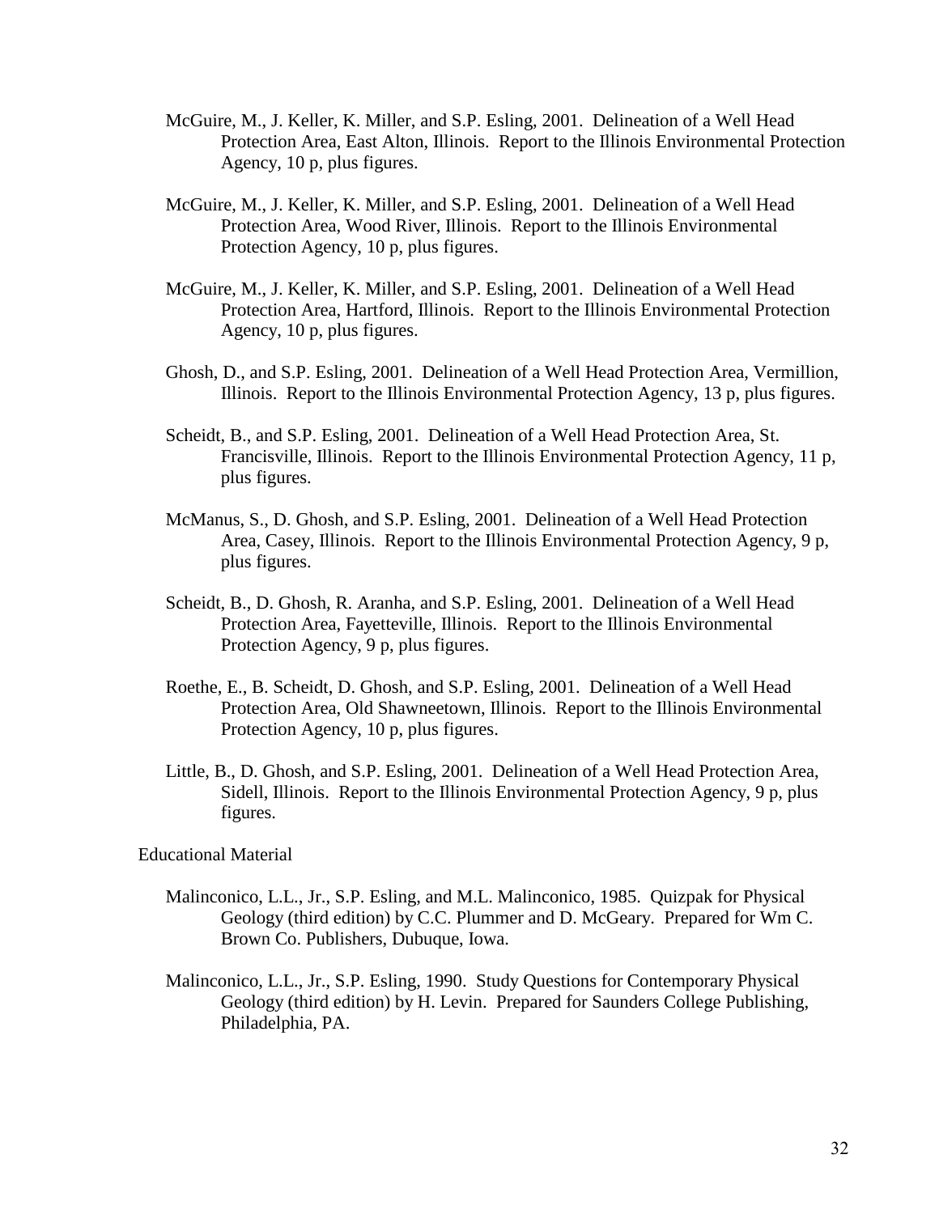McGuire, M., J. Keller, K. Miller, and S.P. Esling, 2001. Delineation of a Well Head Protection Area, East Alton, Illinois. Report to the Illinois Environmental Protection Agency, 10 p, plus figures.

McGuire, M., J. Keller, K. Miller, and S.P. Esling, 2001. Delineation of a Well Head Protection Area, Wood River, Illinois. Report to the Illinois Environmental Protection Agency, 10 p, plus figures.

McGuire, M., J. Keller, K. Miller, and S.P. Esling, 2001. Delineation of a Well Head Protection Area, Hartford, Illinois. Report to the Illinois Environmental Protection Agency, 10 p, plus figures.

Ghosh, D., and S.P. Esling, 2001. Delineation of a Well Head Protection Area, Vermillion, Illinois. Report to the Illinois Environmental Protection Agency, 13 p, plus figures.

Scheidt, B., and S.P. Esling, 2001. Delineation of a Well Head Protection Area, St. Francisville, Illinois. Report to the Illinois Environmental Protection Agency, 11 p, plus figures.

McManus, S., D. Ghosh, and S.P. Esling, 2001. Delineation of a Well Head Protection Area, Casey, Illinois. Report to the Illinois Environmental Protection Agency, 9 p, plus figures.

Scheidt, B., D. Ghosh, R. Aranha, and S.P. Esling, 2001. Delineation of a Well Head Protection Area, Fayetteville, Illinois. Report to the Illinois Environmental Protection Agency, 9 p, plus figures.

Roethe, E., B. Scheidt, D. Ghosh, and S.P. Esling, 2001. Delineation of a Well Head Protection Area, Old Shawneetown, Illinois. Report to the Illinois Environmental Protection Agency, 10 p, plus figures.

Little, B., D. Ghosh, and S.P. Esling, 2001. Delineation of a Well Head Protection Area, Sidell, Illinois. Report to the Illinois Environmental Protection Agency, 9 p, plus figures.

Educational Material

Malinconico, L.L., Jr., S.P. Esling, and M.L. Malinconico, 1985. Quizpak for Physical Geology (third edition) by C.C. Plummer and D. McGeary. Prepared for Wm C. Brown Co. Publishers, Dubuque, Iowa.

Malinconico, L.L., Jr., S.P. Esling, 1990. Study Questions for Contemporary Physical Geology (third edition) by H. Levin. Prepared for Saunders College Publishing, Philadelphia, PA.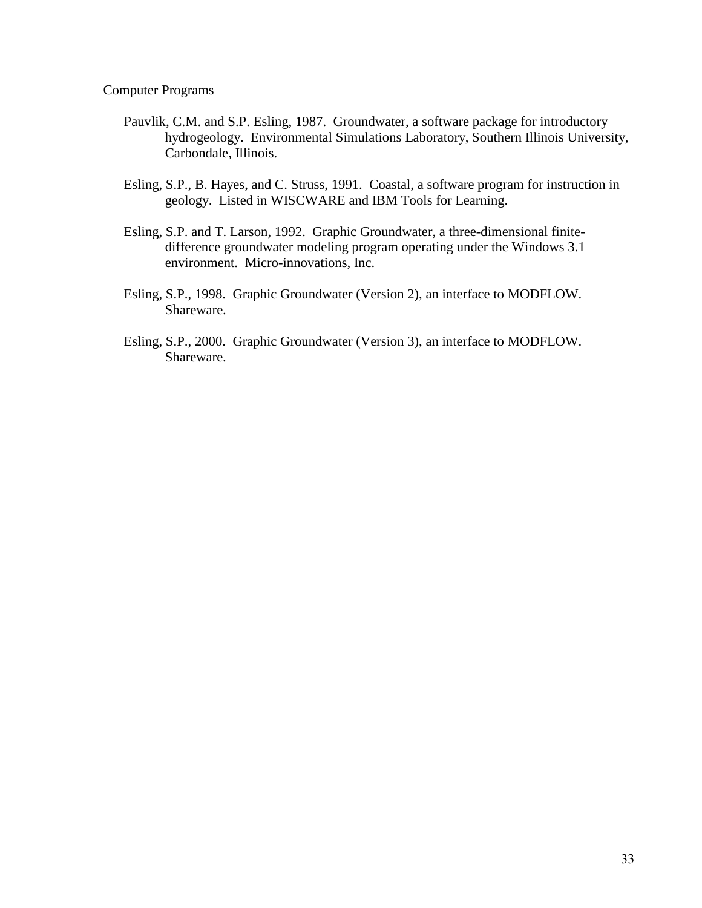Computer Programs

Pauvlik, C.M. and S.P. Esling, 1987. Groundwater, a software package for introductory hydrogeology. Environmental Simulations Laboratory, Southern Illinois University, Carbondale, Illinois.

Esling, S.P., B. Hayes, and C. Struss, 1991. Coastal, a software program for instruction in geology. Listed in WISCWARE and IBM Tools for Learning.

Esling, S.P. and T. Larson, 1992. Graphic Groundwater, a three-dimensional finite-difference groundwater modeling program operating under the Windows 3.1 environment. Micro-innovations, Inc.

Esling, S.P., 1998. Graphic Groundwater (Version 2), an interface to MODFLOW. Shareware.

Esling, S.P., 2000. Graphic Groundwater (Version 3), an interface to MODFLOW. Shareware.